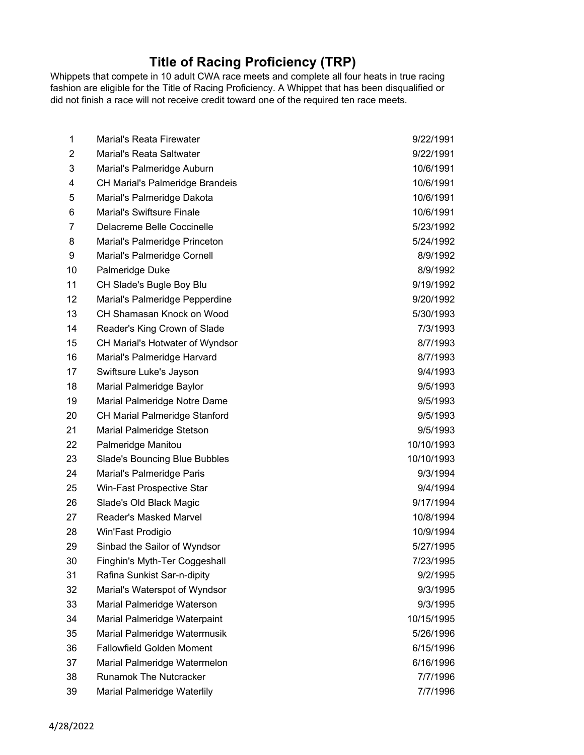# Title of Racing Proficiency (TRP)

Whippets that compete in 10 adult CWA race meets and complete all four heats in true racing fashion are eligible for the Title of Racing Proficiency. A Whippet that has been disqualified or did not finish a race will not receive credit toward one of the required ten race meets.

| | | |
|---|---|---|
| 1 | Marial's Reata Firewater | 9/22/1991 |
| 2 | Marial's Reata Saltwater | 9/22/1991 |
| 3 | Marial's Palmeridge Auburn | 10/6/1991 |
| 4 | CH Marial's Palmeridge Brandeis | 10/6/1991 |
| 5 | Marial's Palmeridge Dakota | 10/6/1991 |
| 6 | Marial's Swiftsure Finale | 10/6/1991 |
| 7 | Delacreme Belle Coccinelle | 5/23/1992 |
| 8 | Marial's Palmeridge Princeton | 5/24/1992 |
| 9 | Marial's Palmeridge Cornell | 8/9/1992 |
| 10 | Palmeridge Duke | 8/9/1992 |
| 11 | CH Slade's Bugle Boy Blu | 9/19/1992 |
| 12 | Marial's Palmeridge Pepperdine | 9/20/1992 |
| 13 | CH Shamasan Knock on Wood | 5/30/1993 |
| 14 | Reader's King Crown of Slade | 7/3/1993 |
| 15 | CH Marial's Hotwater of Wyndsor | 8/7/1993 |
| 16 | Marial's Palmeridge Harvard | 8/7/1993 |
| 17 | Swiftsure Luke's Jayson | 9/4/1993 |
| 18 | Marial Palmeridge Baylor | 9/5/1993 |
| 19 | Marial Palmeridge Notre Dame | 9/5/1993 |
| 20 | CH Marial Palmeridge Stanford | 9/5/1993 |
| 21 | Marial Palmeridge Stetson | 9/5/1993 |
| 22 | Palmeridge Manitou | 10/10/1993 |
| 23 | Slade's Bouncing Blue Bubbles | 10/10/1993 |
| 24 | Marial's Palmeridge Paris | 9/3/1994 |
| 25 | Win-Fast Prospective Star | 9/4/1994 |
| 26 | Slade's Old Black Magic | 9/17/1994 |
| 27 | Reader's Masked Marvel | 10/8/1994 |
| 28 | Win'Fast Prodigio | 10/9/1994 |
| 29 | Sinbad the Sailor of Wyndsor | 5/27/1995 |
| 30 | Finghin's Myth-Ter Coggeshall | 7/23/1995 |
| 31 | Rafina Sunkist Sar-n-dipity | 9/2/1995 |
| 32 | Marial's Waterspot of Wyndsor | 9/3/1995 |
| 33 | Marial Palmeridge Waterson | 9/3/1995 |
| 34 | Marial Palmeridge Waterpaint | 10/15/1995 |
| 35 | Marial Palmeridge Watermusik | 5/26/1996 |
| 36 | Fallowfield Golden Moment | 6/15/1996 |
| 37 | Marial Palmeridge Watermelon | 6/16/1996 |
| 38 | Runamok The Nutcracker | 7/7/1996 |
| 39 | Marial Palmeridge Waterlily | 7/7/1996 |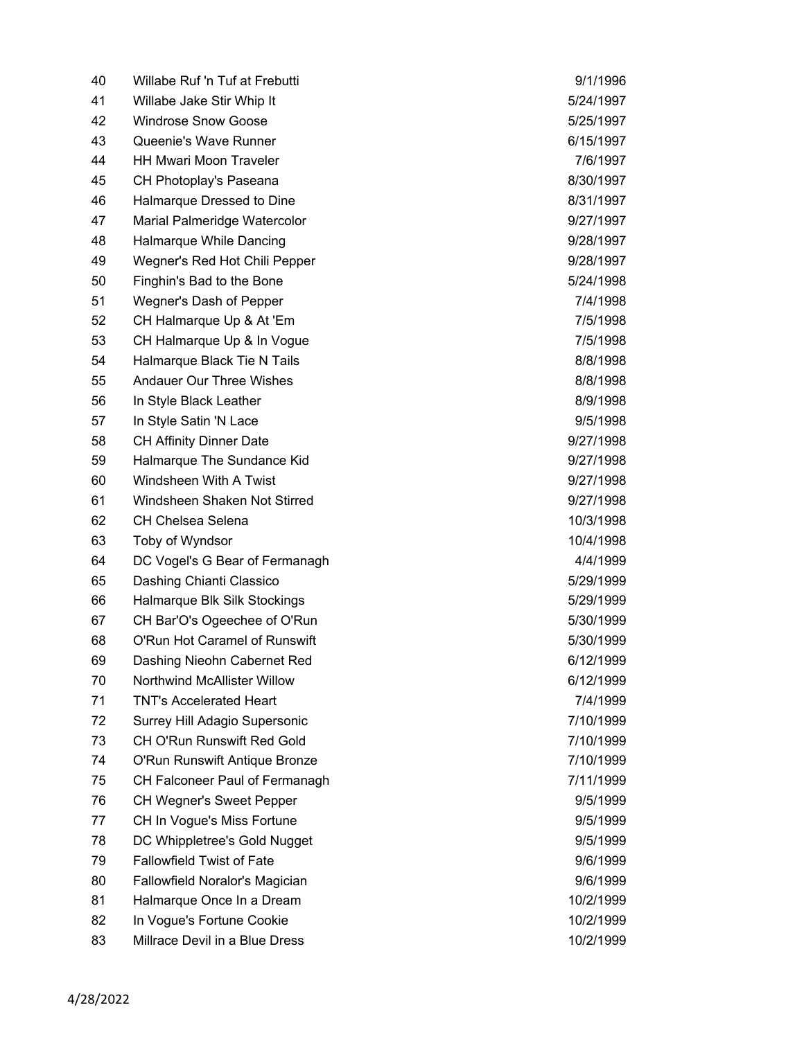| | | |
|---|---|---|
| 40 | Willabe Ruf 'n Tuf at Frebutti | 9/1/1996 |
| 41 | Willabe Jake Stir Whip It | 5/24/1997 |
| 42 | Windrose Snow Goose | 5/25/1997 |
| 43 | Queenie's Wave Runner | 6/15/1997 |
| 44 | HH Mwari Moon Traveler | 7/6/1997 |
| 45 | CH Photoplay's Paseana | 8/30/1997 |
| 46 | Halmarque Dressed to Dine | 8/31/1997 |
| 47 | Marial Palmeridge Watercolor | 9/27/1997 |
| 48 | Halmarque While Dancing | 9/28/1997 |
| 49 | Wegner's Red Hot Chili Pepper | 9/28/1997 |
| 50 | Finghin's Bad to the Bone | 5/24/1998 |
| 51 | Wegner's Dash of Pepper | 7/4/1998 |
| 52 | CH Halmarque Up & At 'Em | 7/5/1998 |
| 53 | CH Halmarque Up & In Vogue | 7/5/1998 |
| 54 | Halmarque Black Tie N Tails | 8/8/1998 |
| 55 | Andauer Our Three Wishes | 8/8/1998 |
| 56 | In Style Black Leather | 8/9/1998 |
| 57 | In Style Satin 'N Lace | 9/5/1998 |
| 58 | CH Affinity Dinner Date | 9/27/1998 |
| 59 | Halmarque The Sundance Kid | 9/27/1998 |
| 60 | Windsheen With A Twist | 9/27/1998 |
| 61 | Windsheen Shaken Not Stirred | 9/27/1998 |
| 62 | CH Chelsea Selena | 10/3/1998 |
| 63 | Toby of Wyndsor | 10/4/1998 |
| 64 | DC Vogel's G Bear of Fermanagh | 4/4/1999 |
| 65 | Dashing Chianti Classico | 5/29/1999 |
| 66 | Halmarque Blk Silk Stockings | 5/29/1999 |
| 67 | CH Bar'O's Ogeechee of O'Run | 5/30/1999 |
| 68 | O'Run Hot Caramel of Runswift | 5/30/1999 |
| 69 | Dashing Nieohn Cabernet Red | 6/12/1999 |
| 70 | Northwind McAllister Willow | 6/12/1999 |
| 71 | TNT's Accelerated Heart | 7/4/1999 |
| 72 | Surrey Hill Adagio Supersonic | 7/10/1999 |
| 73 | CH O'Run Runswift Red Gold | 7/10/1999 |
| 74 | O'Run Runswift Antique Bronze | 7/10/1999 |
| 75 | CH Falconeer Paul of Fermanagh | 7/11/1999 |
| 76 | CH Wegner's Sweet Pepper | 9/5/1999 |
| 77 | CH In Vogue's Miss Fortune | 9/5/1999 |
| 78 | DC Whippletree's Gold Nugget | 9/5/1999 |
| 79 | Fallowfield Twist of Fate | 9/6/1999 |
| 80 | Fallowfield Noralor's Magician | 9/6/1999 |
| 81 | Halmarque Once In a Dream | 10/2/1999 |
| 82 | In Vogue's Fortune Cookie | 10/2/1999 |
| 83 | Millrace Devil in a Blue Dress | 10/2/1999 |

4/28/2022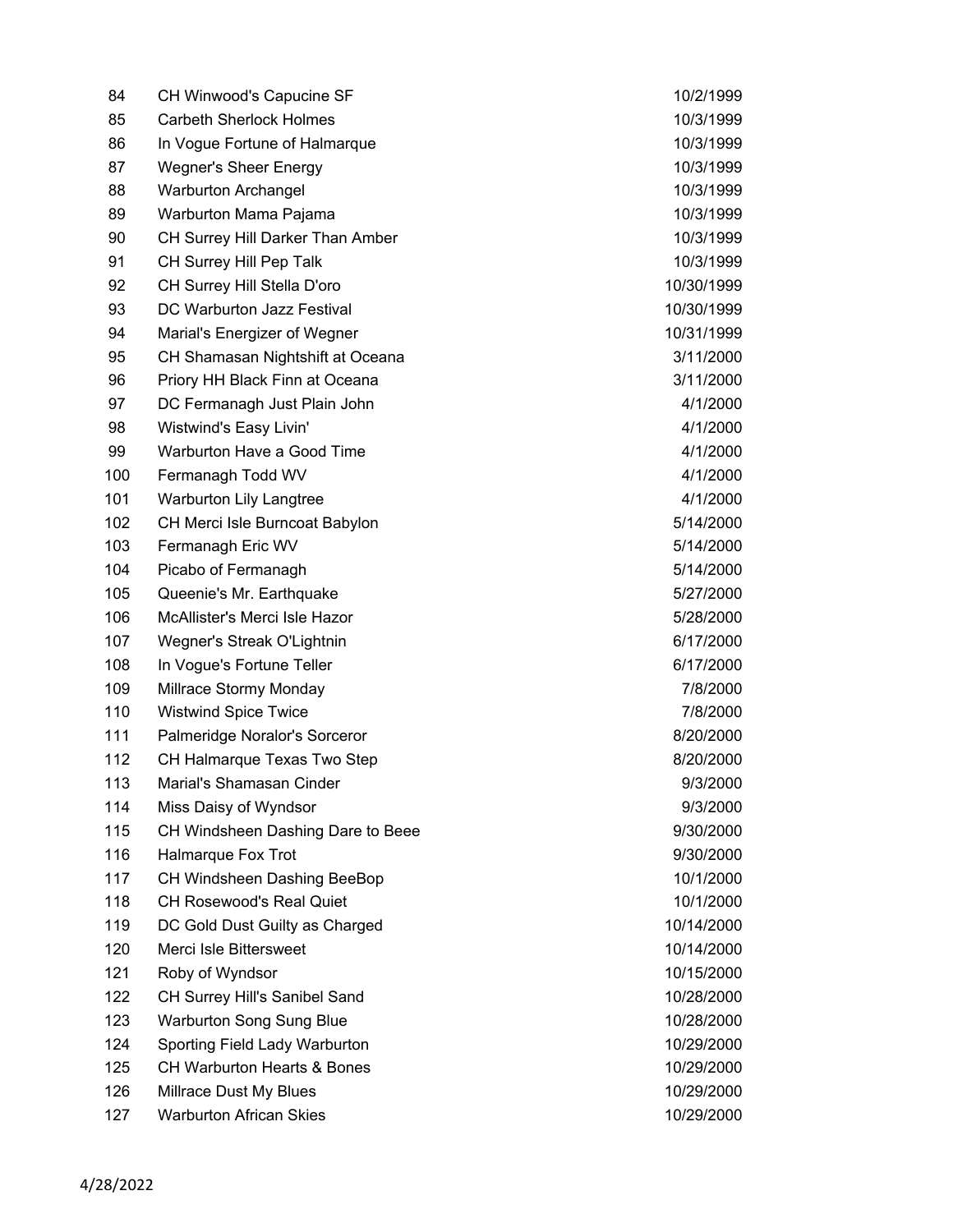| | | |
|---|---|---|
| 84 | CH Winwood's Capucine SF | 10/2/1999 |
| 85 | Carbeth Sherlock Holmes | 10/3/1999 |
| 86 | In Vogue Fortune of Halmarque | 10/3/1999 |
| 87 | Wegner's Sheer Energy | 10/3/1999 |
| 88 | Warburton Archangel | 10/3/1999 |
| 89 | Warburton Mama Pajama | 10/3/1999 |
| 90 | CH Surrey Hill Darker Than Amber | 10/3/1999 |
| 91 | CH Surrey Hill Pep Talk | 10/3/1999 |
| 92 | CH Surrey Hill Stella D'oro | 10/30/1999 |
| 93 | DC Warburton Jazz Festival | 10/30/1999 |
| 94 | Marial's Energizer of Wegner | 10/31/1999 |
| 95 | CH Shamasan Nightshift at Oceana | 3/11/2000 |
| 96 | Priory HH Black Finn at Oceana | 3/11/2000 |
| 97 | DC Fermanagh Just Plain John | 4/1/2000 |
| 98 | Wistwind's Easy Livin' | 4/1/2000 |
| 99 | Warburton Have a Good Time | 4/1/2000 |
| 100 | Fermanagh Todd WV | 4/1/2000 |
| 101 | Warburton Lily Langtree | 4/1/2000 |
| 102 | CH Merci Isle Burncoat Babylon | 5/14/2000 |
| 103 | Fermanagh Eric WV | 5/14/2000 |
| 104 | Picabo of Fermanagh | 5/14/2000 |
| 105 | Queenie's Mr. Earthquake | 5/27/2000 |
| 106 | McAllister's Merci Isle Hazor | 5/28/2000 |
| 107 | Wegner's Streak O'Lightnin | 6/17/2000 |
| 108 | In Vogue's Fortune Teller | 6/17/2000 |
| 109 | Millrace Stormy Monday | 7/8/2000 |
| 110 | Wistwind Spice Twice | 7/8/2000 |
| 111 | Palmeridge Noralor's Sorceror | 8/20/2000 |
| 112 | CH Halmarque Texas Two Step | 8/20/2000 |
| 113 | Marial's Shamasan Cinder | 9/3/2000 |
| 114 | Miss Daisy of Wyndsor | 9/3/2000 |
| 115 | CH Windsheen Dashing Dare to Beee | 9/30/2000 |
| 116 | Halmarque Fox Trot | 9/30/2000 |
| 117 | CH Windsheen Dashing BeeBop | 10/1/2000 |
| 118 | CH Rosewood's Real Quiet | 10/1/2000 |
| 119 | DC Gold Dust Guilty as Charged | 10/14/2000 |
| 120 | Merci Isle Bittersweet | 10/14/2000 |
| 121 | Roby of Wyndsor | 10/15/2000 |
| 122 | CH Surrey Hill's Sanibel Sand | 10/28/2000 |
| 123 | Warburton Song Sung Blue | 10/28/2000 |
| 124 | Sporting Field Lady Warburton | 10/29/2000 |
| 125 | CH Warburton Hearts & Bones | 10/29/2000 |
| 126 | Millrace Dust My Blues | 10/29/2000 |
| 127 | Warburton African Skies | 10/29/2000 |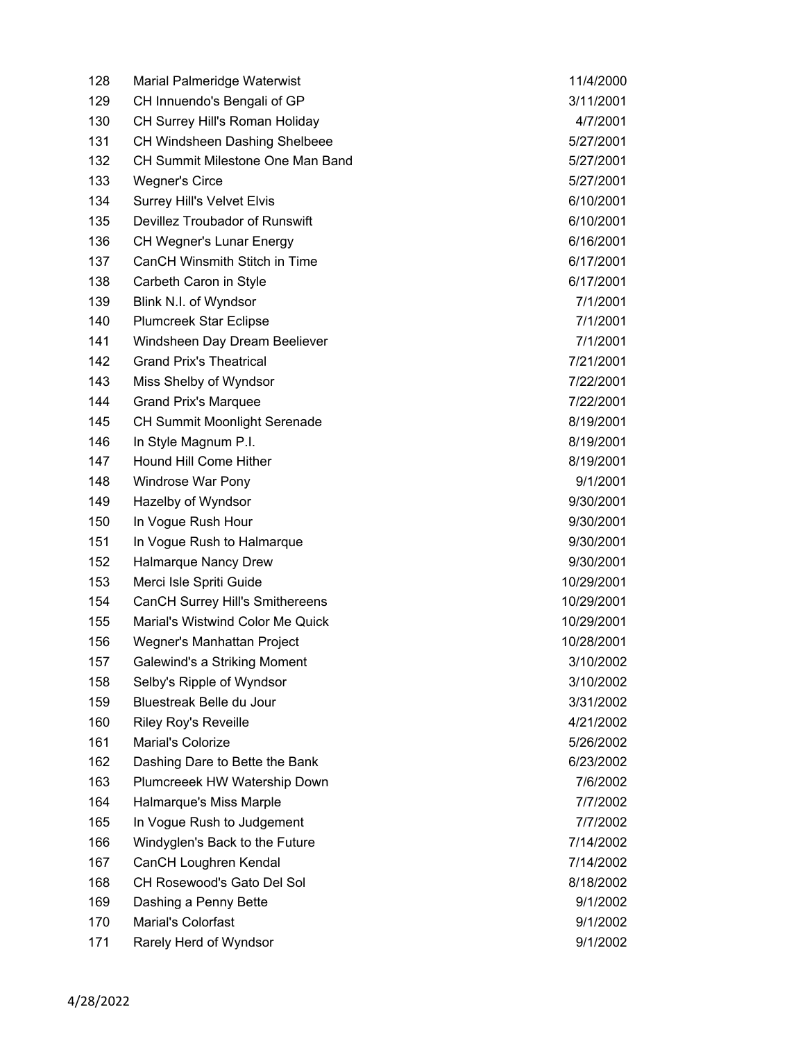| | | |
|---|---|---|
| 128 | Marial Palmeridge Waterwist | 11/4/2000 |
| 129 | CH Innuendo's Bengali of GP | 3/11/2001 |
| 130 | CH Surrey Hill's Roman Holiday | 4/7/2001 |
| 131 | CH Windsheen Dashing Shelbeee | 5/27/2001 |
| 132 | CH Summit Milestone One Man Band | 5/27/2001 |
| 133 | Wegner's Circe | 5/27/2001 |
| 134 | Surrey Hill's Velvet Elvis | 6/10/2001 |
| 135 | Devillez Troubador of Runswift | 6/10/2001 |
| 136 | CH Wegner's Lunar Energy | 6/16/2001 |
| 137 | CanCH Winsmith Stitch in Time | 6/17/2001 |
| 138 | Carbeth Caron in Style | 6/17/2001 |
| 139 | Blink N.I. of Wyndsor | 7/1/2001 |
| 140 | Plumcreek Star Eclipse | 7/1/2001 |
| 141 | Windsheen Day Dream Beeliever | 7/1/2001 |
| 142 | Grand Prix's Theatrical | 7/21/2001 |
| 143 | Miss Shelby of Wyndsor | 7/22/2001 |
| 144 | Grand Prix's Marquee | 7/22/2001 |
| 145 | CH Summit Moonlight Serenade | 8/19/2001 |
| 146 | In Style Magnum P.I. | 8/19/2001 |
| 147 | Hound Hill Come Hither | 8/19/2001 |
| 148 | Windrose War Pony | 9/1/2001 |
| 149 | Hazelby of Wyndsor | 9/30/2001 |
| 150 | In Vogue Rush Hour | 9/30/2001 |
| 151 | In Vogue Rush to Halmarque | 9/30/2001 |
| 152 | Halmarque Nancy Drew | 9/30/2001 |
| 153 | Merci Isle Spriti Guide | 10/29/2001 |
| 154 | CanCH Surrey Hill's Smithereens | 10/29/2001 |
| 155 | Marial's Wistwind Color Me Quick | 10/29/2001 |
| 156 | Wegner's Manhattan Project | 10/28/2001 |
| 157 | Galewind's a Striking Moment | 3/10/2002 |
| 158 | Selby's Ripple of Wyndsor | 3/10/2002 |
| 159 | Bluestreak Belle du Jour | 3/31/2002 |
| 160 | Riley Roy's Reveille | 4/21/2002 |
| 161 | Marial's Colorize | 5/26/2002 |
| 162 | Dashing Dare to Bette the Bank | 6/23/2002 |
| 163 | Plumcreeek HW Watership Down | 7/6/2002 |
| 164 | Halmarque's Miss Marple | 7/7/2002 |
| 165 | In Vogue Rush to Judgement | 7/7/2002 |
| 166 | Windyglen's Back to the Future | 7/14/2002 |
| 167 | CanCH Loughren Kendal | 7/14/2002 |
| 168 | CH Rosewood's Gato Del Sol | 8/18/2002 |
| 169 | Dashing a Penny Bette | 9/1/2002 |
| 170 | Marial's Colorfast | 9/1/2002 |
| 171 | Rarely Herd of Wyndsor | 9/1/2002 |

4/28/2022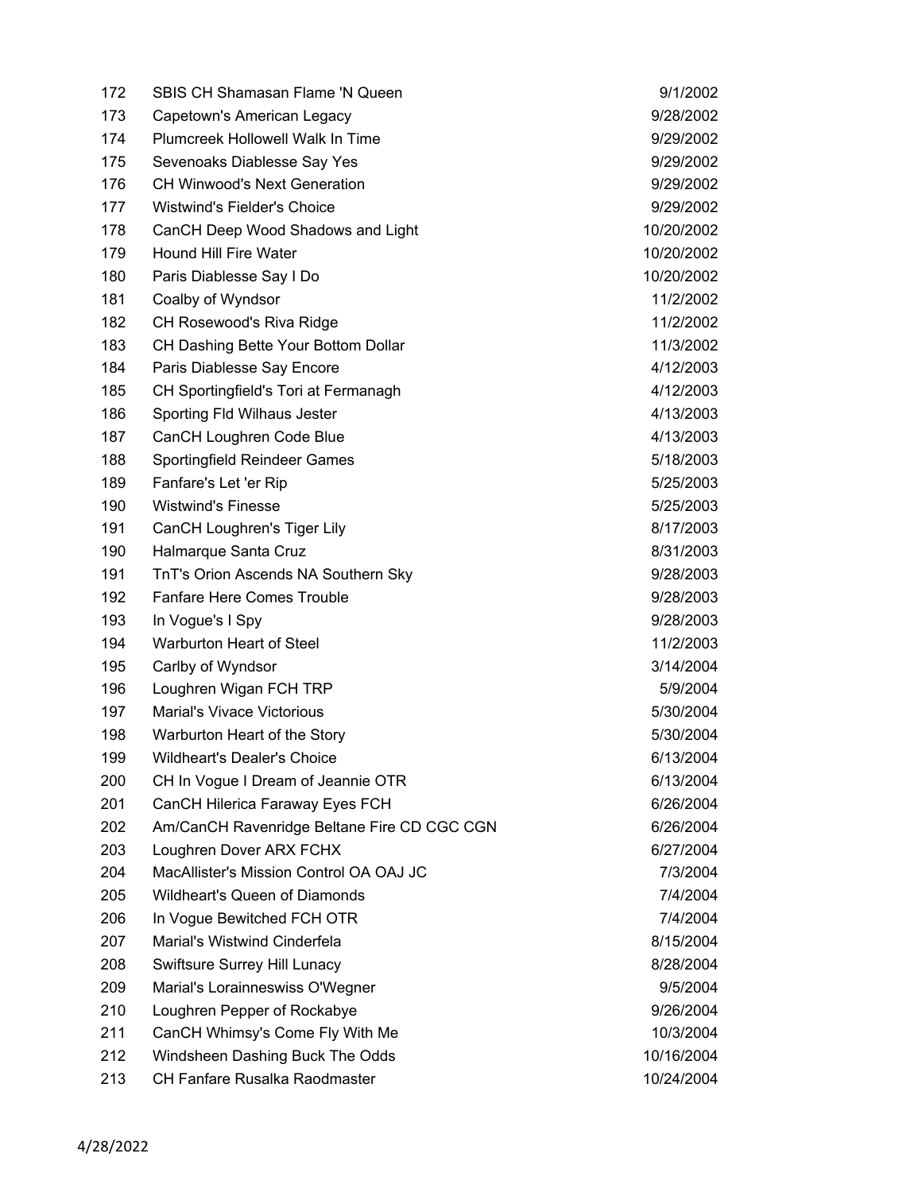| | | |
|---|---|---|
| 172 | SBIS CH Shamasan Flame 'N Queen | 9/1/2002 |
| 173 | Capetown's American Legacy | 9/28/2002 |
| 174 | Plumcreek Hollowell Walk In Time | 9/29/2002 |
| 175 | Sevenoaks Diablesse Say Yes | 9/29/2002 |
| 176 | CH Winwood's Next Generation | 9/29/2002 |
| 177 | Wistwind's Fielder's Choice | 9/29/2002 |
| 178 | CanCH Deep Wood Shadows and Light | 10/20/2002 |
| 179 | Hound Hill Fire Water | 10/20/2002 |
| 180 | Paris Diablesse Say I Do | 10/20/2002 |
| 181 | Coalby of Wyndsor | 11/2/2002 |
| 182 | CH Rosewood's Riva Ridge | 11/2/2002 |
| 183 | CH Dashing Bette Your Bottom Dollar | 11/3/2002 |
| 184 | Paris Diablesse Say Encore | 4/12/2003 |
| 185 | CH Sportingfield's Tori at Fermanagh | 4/12/2003 |
| 186 | Sporting Fld Wilhaus Jester | 4/13/2003 |
| 187 | CanCH Loughren Code Blue | 4/13/2003 |
| 188 | Sportingfield Reindeer Games | 5/18/2003 |
| 189 | Fanfare's Let 'er Rip | 5/25/2003 |
| 190 | Wistwind's Finesse | 5/25/2003 |
| 191 | CanCH Loughren's Tiger Lily | 8/17/2003 |
| 190 | Halmarque Santa Cruz | 8/31/2003 |
| 191 | TnT's Orion Ascends NA Southern Sky | 9/28/2003 |
| 192 | Fanfare Here Comes Trouble | 9/28/2003 |
| 193 | In Vogue's I Spy | 9/28/2003 |
| 194 | Warburton Heart of Steel | 11/2/2003 |
| 195 | Carlby of Wyndsor | 3/14/2004 |
| 196 | Loughren Wigan FCH TRP | 5/9/2004 |
| 197 | Marial's Vivace Victorious | 5/30/2004 |
| 198 | Warburton Heart of the Story | 5/30/2004 |
| 199 | Wildheart's Dealer's Choice | 6/13/2004 |
| 200 | CH In Vogue I Dream of Jeannie OTR | 6/13/2004 |
| 201 | CanCH Hilerica Faraway Eyes FCH | 6/26/2004 |
| 202 | Am/CanCH Ravenridge Beltane Fire CD CGC CGN | 6/26/2004 |
| 203 | Loughren Dover ARX FCHX | 6/27/2004 |
| 204 | MacAllister's Mission Control OA OAJ JC | 7/3/2004 |
| 205 | Wildheart's Queen of Diamonds | 7/4/2004 |
| 206 | In Vogue Bewitched FCH OTR | 7/4/2004 |
| 207 | Marial's Wistwind Cinderfela | 8/15/2004 |
| 208 | Swiftsure Surrey Hill Lunacy | 8/28/2004 |
| 209 | Marial's Lorainneswiss O'Wegner | 9/5/2004 |
| 210 | Loughren Pepper of Rockabye | 9/26/2004 |
| 211 | CanCH Whimsy's Come Fly With Me | 10/3/2004 |
| 212 | Windsheen Dashing Buck The Odds | 10/16/2004 |
| 213 | CH Fanfare Rusalka Raodmaster | 10/24/2004 |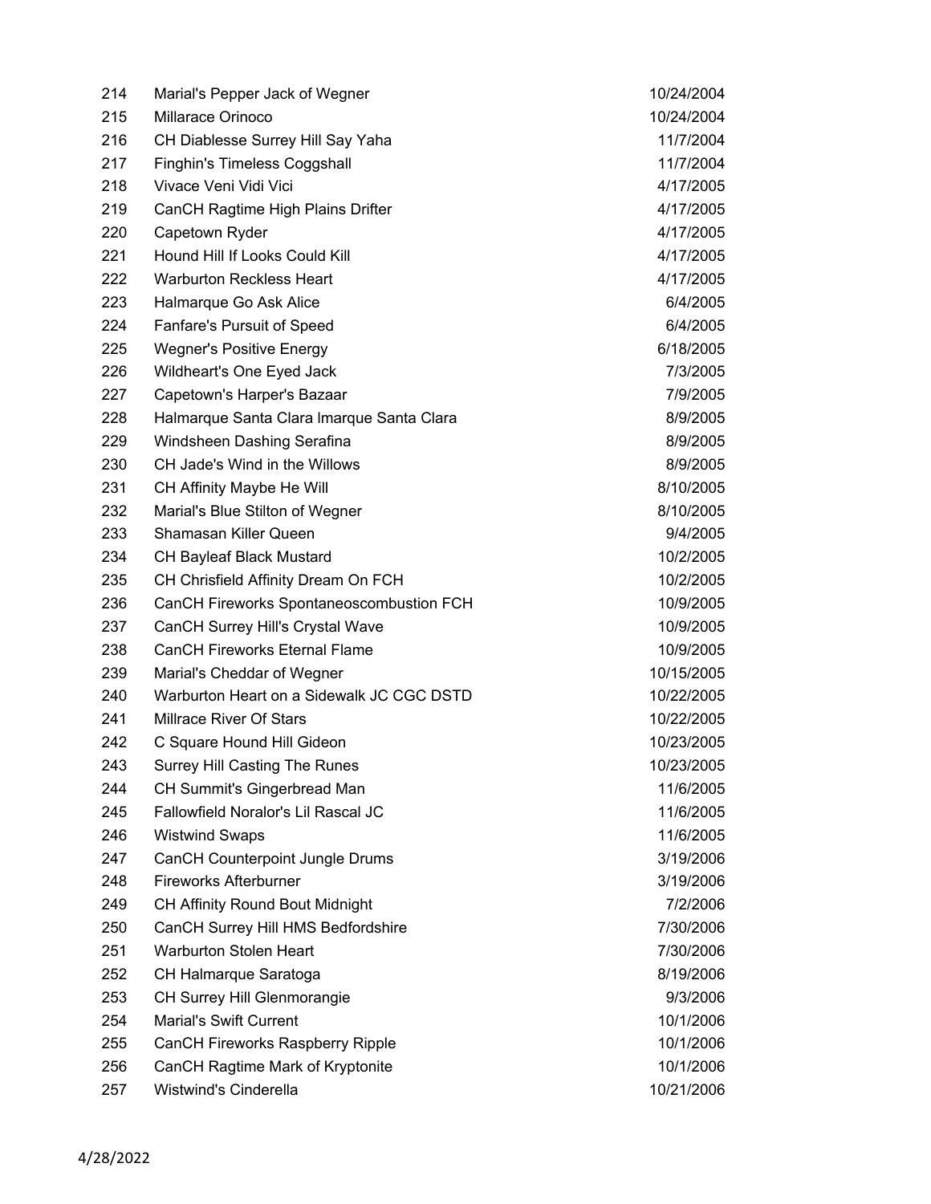| | | |
|---|---|---|
| 214 | Marial's Pepper Jack of Wegner | 10/24/2004 |
| 215 | Millarace Orinoco | 10/24/2004 |
| 216 | CH Diablesse Surrey Hill Say Yaha | 11/7/2004 |
| 217 | Finghin's Timeless Coggshall | 11/7/2004 |
| 218 | Vivace Veni Vidi Vici | 4/17/2005 |
| 219 | CanCH Ragtime High Plains Drifter | 4/17/2005 |
| 220 | Capetown Ryder | 4/17/2005 |
| 221 | Hound Hill If Looks Could Kill | 4/17/2005 |
| 222 | Warburton Reckless Heart | 4/17/2005 |
| 223 | Halmarque Go Ask Alice | 6/4/2005 |
| 224 | Fanfare's Pursuit of Speed | 6/4/2005 |
| 225 | Wegner's Positive Energy | 6/18/2005 |
| 226 | Wildheart's One Eyed Jack | 7/3/2005 |
| 227 | Capetown's Harper's Bazaar | 7/9/2005 |
| 228 | Halmarque Santa Clara Imarque Santa Clara | 8/9/2005 |
| 229 | Windsheen Dashing Serafina | 8/9/2005 |
| 230 | CH Jade's Wind in the Willows | 8/9/2005 |
| 231 | CH Affinity Maybe He Will | 8/10/2005 |
| 232 | Marial's Blue Stilton of Wegner | 8/10/2005 |
| 233 | Shamasan Killer Queen | 9/4/2005 |
| 234 | CH Bayleaf Black Mustard | 10/2/2005 |
| 235 | CH Chrisfield Affinity Dream On FCH | 10/2/2005 |
| 236 | CanCH Fireworks Spontaneoscombustion FCH | 10/9/2005 |
| 237 | CanCH Surrey Hill's Crystal Wave | 10/9/2005 |
| 238 | CanCH Fireworks Eternal Flame | 10/9/2005 |
| 239 | Marial's Cheddar of Wegner | 10/15/2005 |
| 240 | Warburton Heart on a Sidewalk JC CGC DSTD | 10/22/2005 |
| 241 | Millrace River Of Stars | 10/22/2005 |
| 242 | C Square Hound Hill Gideon | 10/23/2005 |
| 243 | Surrey Hill Casting The Runes | 10/23/2005 |
| 244 | CH Summit's Gingerbread Man | 11/6/2005 |
| 245 | Fallowfield Noralor's Lil Rascal JC | 11/6/2005 |
| 246 | Wistwind Swaps | 11/6/2005 |
| 247 | CanCH Counterpoint Jungle Drums | 3/19/2006 |
| 248 | Fireworks Afterburner | 3/19/2006 |
| 249 | CH Affinity Round Bout Midnight | 7/2/2006 |
| 250 | CanCH Surrey Hill HMS Bedfordshire | 7/30/2006 |
| 251 | Warburton Stolen Heart | 7/30/2006 |
| 252 | CH Halmarque Saratoga | 8/19/2006 |
| 253 | CH Surrey Hill Glenmorangie | 9/3/2006 |
| 254 | Marial's Swift Current | 10/1/2006 |
| 255 | CanCH Fireworks Raspberry Ripple | 10/1/2006 |
| 256 | CanCH Ragtime Mark of Kryptonite | 10/1/2006 |
| 257 | Wistwind's Cinderella | 10/21/2006 |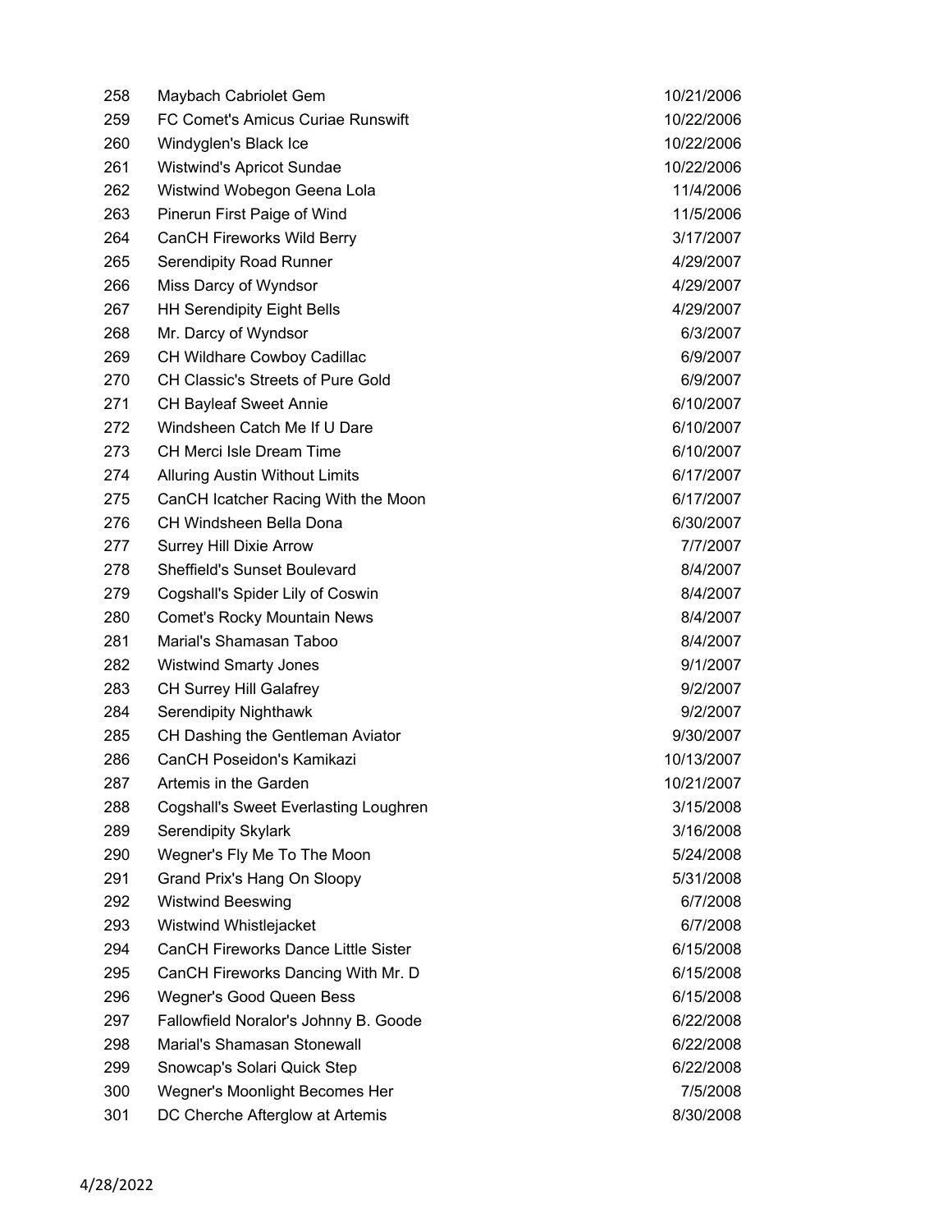| | | |
|---|---|---|
| 258 | Maybach Cabriolet Gem | 10/21/2006 |
| 259 | FC Comet's Amicus Curiae Runswift | 10/22/2006 |
| 260 | Windyglen's Black Ice | 10/22/2006 |
| 261 | Wistwind's Apricot Sundae | 10/22/2006 |
| 262 | Wistwind Wobegon Geena Lola | 11/4/2006 |
| 263 | Pinerun First Paige of Wind | 11/5/2006 |
| 264 | CanCH Fireworks Wild Berry | 3/17/2007 |
| 265 | Serendipity Road Runner | 4/29/2007 |
| 266 | Miss Darcy of Wyndsor | 4/29/2007 |
| 267 | HH Serendipity Eight Bells | 4/29/2007 |
| 268 | Mr. Darcy of Wyndsor | 6/3/2007 |
| 269 | CH Wildhare Cowboy Cadillac | 6/9/2007 |
| 270 | CH Classic's Streets of Pure Gold | 6/9/2007 |
| 271 | CH Bayleaf Sweet Annie | 6/10/2007 |
| 272 | Windsheen Catch Me If U Dare | 6/10/2007 |
| 273 | CH Merci Isle Dream Time | 6/10/2007 |
| 274 | Alluring Austin Without Limits | 6/17/2007 |
| 275 | CanCH Icatcher Racing With the Moon | 6/17/2007 |
| 276 | CH Windsheen Bella Dona | 6/30/2007 |
| 277 | Surrey Hill Dixie Arrow | 7/7/2007 |
| 278 | Sheffield's Sunset Boulevard | 8/4/2007 |
| 279 | Cogshall's Spider Lily of Coswin | 8/4/2007 |
| 280 | Comet's Rocky Mountain News | 8/4/2007 |
| 281 | Marial's Shamasan Taboo | 8/4/2007 |
| 282 | Wistwind Smarty Jones | 9/1/2007 |
| 283 | CH Surrey Hill Galafrey | 9/2/2007 |
| 284 | Serendipity Nighthawk | 9/2/2007 |
| 285 | CH Dashing the Gentleman Aviator | 9/30/2007 |
| 286 | CanCH Poseidon's Kamikazi | 10/13/2007 |
| 287 | Artemis in the Garden | 10/21/2007 |
| 288 | Cogshall's Sweet Everlasting Loughren | 3/15/2008 |
| 289 | Serendipity Skylark | 3/16/2008 |
| 290 | Wegner's Fly Me To The Moon | 5/24/2008 |
| 291 | Grand Prix's Hang On Sloopy | 5/31/2008 |
| 292 | Wistwind Beeswing | 6/7/2008 |
| 293 | Wistwind Whistlejacket | 6/7/2008 |
| 294 | CanCH Fireworks Dance Little Sister | 6/15/2008 |
| 295 | CanCH Fireworks Dancing With Mr. D | 6/15/2008 |
| 296 | Wegner's Good Queen Bess | 6/15/2008 |
| 297 | Fallowfield Noralor's Johnny B. Goode | 6/22/2008 |
| 298 | Marial's Shamasan Stonewall | 6/22/2008 |
| 299 | Snowcap's Solari Quick Step | 6/22/2008 |
| 300 | Wegner's Moonlight Becomes Her | 7/5/2008 |
| 301 | DC Cherche Afterglow at Artemis | 8/30/2008 |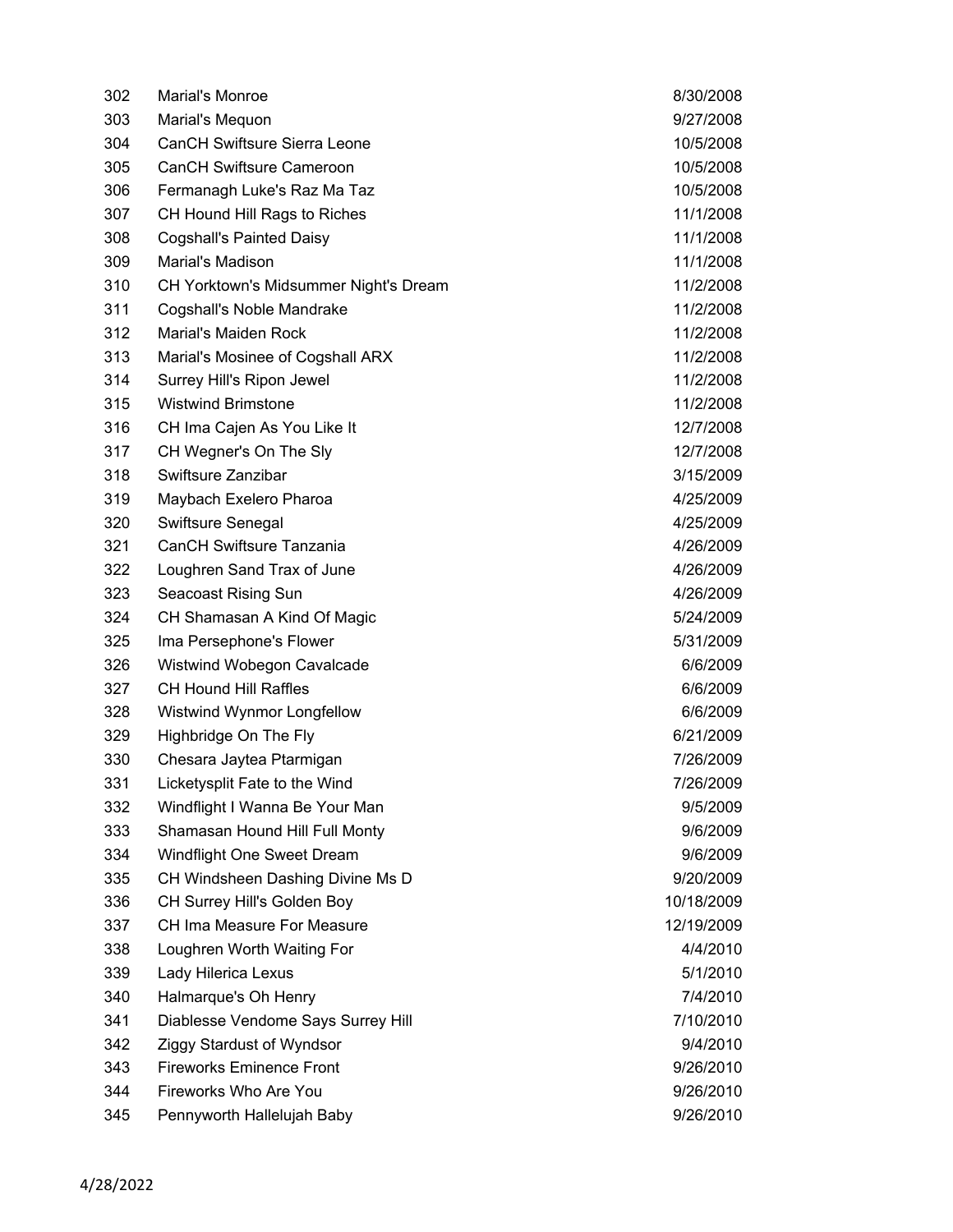| | | |
|---|---|---|
| 302 | Marial's Monroe | 8/30/2008 |
| 303 | Marial's Mequon | 9/27/2008 |
| 304 | CanCH Swiftsure Sierra Leone | 10/5/2008 |
| 305 | CanCH Swiftsure Cameroon | 10/5/2008 |
| 306 | Fermanagh Luke's Raz Ma Taz | 10/5/2008 |
| 307 | CH Hound Hill Rags to Riches | 11/1/2008 |
| 308 | Cogshall's Painted Daisy | 11/1/2008 |
| 309 | Marial's Madison | 11/1/2008 |
| 310 | CH Yorktown's Midsummer Night's Dream | 11/2/2008 |
| 311 | Cogshall's Noble Mandrake | 11/2/2008 |
| 312 | Marial's Maiden Rock | 11/2/2008 |
| 313 | Marial's Mosinee of Cogshall ARX | 11/2/2008 |
| 314 | Surrey Hill's Ripon Jewel | 11/2/2008 |
| 315 | Wistwind Brimstone | 11/2/2008 |
| 316 | CH Ima Cajen As You Like It | 12/7/2008 |
| 317 | CH Wegner's On The Sly | 12/7/2008 |
| 318 | Swiftsure Zanzibar | 3/15/2009 |
| 319 | Maybach Exelero Pharoa | 4/25/2009 |
| 320 | Swiftsure Senegal | 4/25/2009 |
| 321 | CanCH Swiftsure Tanzania | 4/26/2009 |
| 322 | Loughren Sand Trax of June | 4/26/2009 |
| 323 | Seacoast Rising Sun | 4/26/2009 |
| 324 | CH Shamasan A Kind Of Magic | 5/24/2009 |
| 325 | Ima Persephone's Flower | 5/31/2009 |
| 326 | Wistwind Wobegon Cavalcade | 6/6/2009 |
| 327 | CH Hound Hill Raffles | 6/6/2009 |
| 328 | Wistwind Wynmor Longfellow | 6/6/2009 |
| 329 | Highbridge On The Fly | 6/21/2009 |
| 330 | Chesara Jaytea Ptarmigan | 7/26/2009 |
| 331 | Licketysplit Fate to the Wind | 7/26/2009 |
| 332 | Windflight I Wanna Be Your Man | 9/5/2009 |
| 333 | Shamasan Hound Hill Full Monty | 9/6/2009 |
| 334 | Windflight One Sweet Dream | 9/6/2009 |
| 335 | CH Windsheen Dashing Divine Ms D | 9/20/2009 |
| 336 | CH Surrey Hill's Golden Boy | 10/18/2009 |
| 337 | CH Ima Measure For Measure | 12/19/2009 |
| 338 | Loughren Worth Waiting For | 4/4/2010 |
| 339 | Lady Hilerica Lexus | 5/1/2010 |
| 340 | Halmarque's Oh Henry | 7/4/2010 |
| 341 | Diablesse Vendome Says Surrey Hill | 7/10/2010 |
| 342 | Ziggy Stardust of Wyndsor | 9/4/2010 |
| 343 | Fireworks Eminence Front | 9/26/2010 |
| 344 | Fireworks Who Are You | 9/26/2010 |
| 345 | Pennyworth Hallelujah Baby | 9/26/2010 |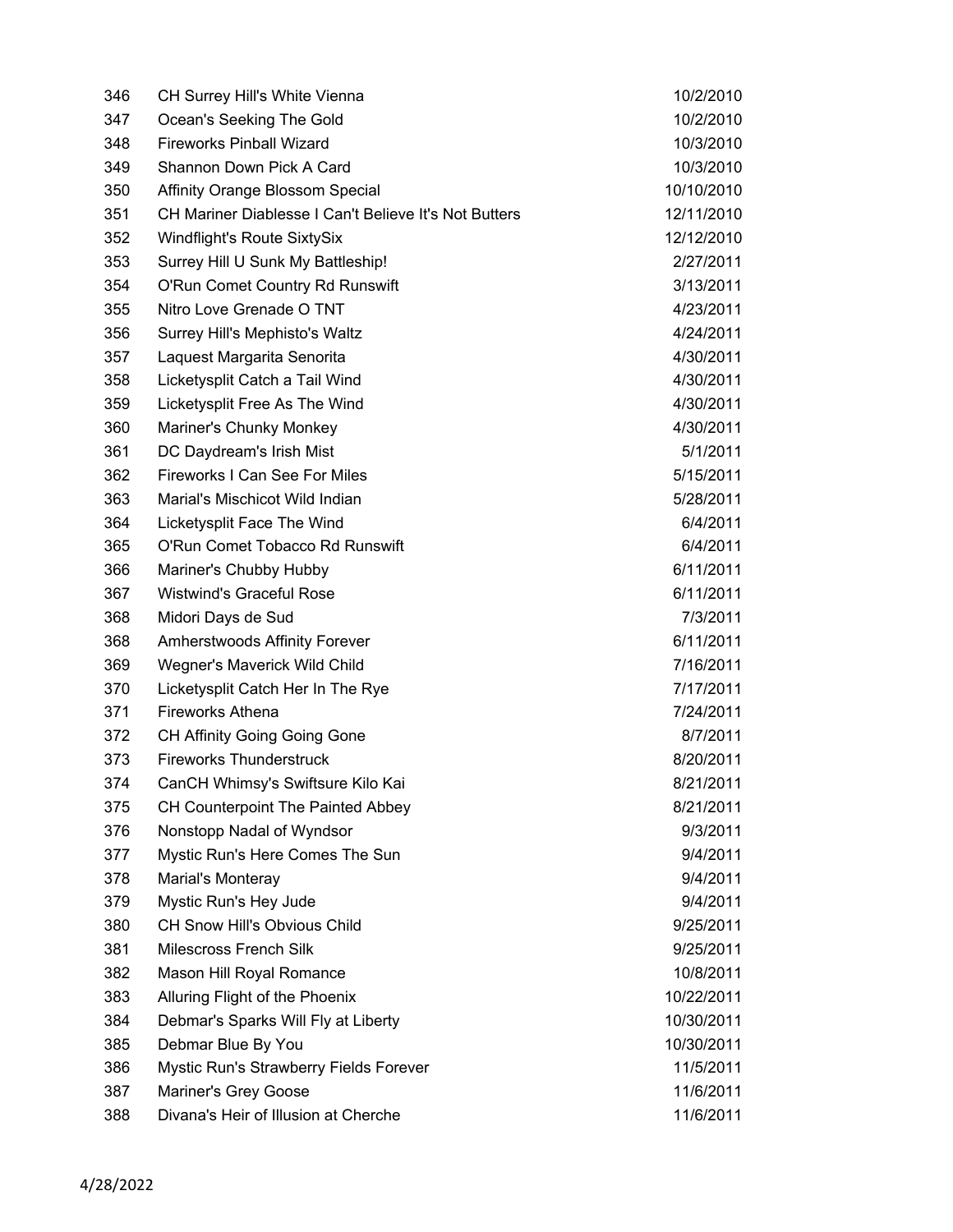| | | |
|---|---|---|
| 346 | CH Surrey Hill's White Vienna | 10/2/2010 |
| 347 | Ocean's Seeking The Gold | 10/2/2010 |
| 348 | Fireworks Pinball Wizard | 10/3/2010 |
| 349 | Shannon Down Pick A Card | 10/3/2010 |
| 350 | Affinity Orange Blossom Special | 10/10/2010 |
| 351 | CH Mariner Diablesse I Can't Believe It's Not Butters | 12/11/2010 |
| 352 | Windflight's Route SixtySix | 12/12/2010 |
| 353 | Surrey Hill U Sunk My Battleship! | 2/27/2011 |
| 354 | O'Run Comet Country Rd Runswift | 3/13/2011 |
| 355 | Nitro Love Grenade O TNT | 4/23/2011 |
| 356 | Surrey Hill's Mephisto's Waltz | 4/24/2011 |
| 357 | Laquest Margarita Senorita | 4/30/2011 |
| 358 | Licketysplit Catch a Tail Wind | 4/30/2011 |
| 359 | Licketysplit Free As The Wind | 4/30/2011 |
| 360 | Mariner's Chunky Monkey | 4/30/2011 |
| 361 | DC Daydream's Irish Mist | 5/1/2011 |
| 362 | Fireworks I Can See For Miles | 5/15/2011 |
| 363 | Marial's Mischicot Wild Indian | 5/28/2011 |
| 364 | Licketysplit Face The Wind | 6/4/2011 |
| 365 | O'Run Comet Tobacco Rd Runswift | 6/4/2011 |
| 366 | Mariner's Chubby Hubby | 6/11/2011 |
| 367 | Wistwind's Graceful Rose | 6/11/2011 |
| 368 | Midori Days de Sud | 7/3/2011 |
| 368 | Amherstwoods Affinity Forever | 6/11/2011 |
| 369 | Wegner's Maverick Wild Child | 7/16/2011 |
| 370 | Licketysplit Catch Her In The Rye | 7/17/2011 |
| 371 | Fireworks Athena | 7/24/2011 |
| 372 | CH Affinity Going Going Gone | 8/7/2011 |
| 373 | Fireworks Thunderstruck | 8/20/2011 |
| 374 | CanCH Whimsy's Swiftsure Kilo Kai | 8/21/2011 |
| 375 | CH Counterpoint The Painted Abbey | 8/21/2011 |
| 376 | Nonstopp Nadal of Wyndsor | 9/3/2011 |
| 377 | Mystic Run's Here Comes The Sun | 9/4/2011 |
| 378 | Marial's Monteray | 9/4/2011 |
| 379 | Mystic Run's Hey Jude | 9/4/2011 |
| 380 | CH Snow Hill's Obvious Child | 9/25/2011 |
| 381 | Milescross French Silk | 9/25/2011 |
| 382 | Mason Hill Royal Romance | 10/8/2011 |
| 383 | Alluring Flight of the Phoenix | 10/22/2011 |
| 384 | Debmar's Sparks Will Fly at Liberty | 10/30/2011 |
| 385 | Debmar Blue By You | 10/30/2011 |
| 386 | Mystic Run's Strawberry Fields Forever | 11/5/2011 |
| 387 | Mariner's Grey Goose | 11/6/2011 |
| 388 | Divana's Heir of Illusion at Cherche | 11/6/2011 |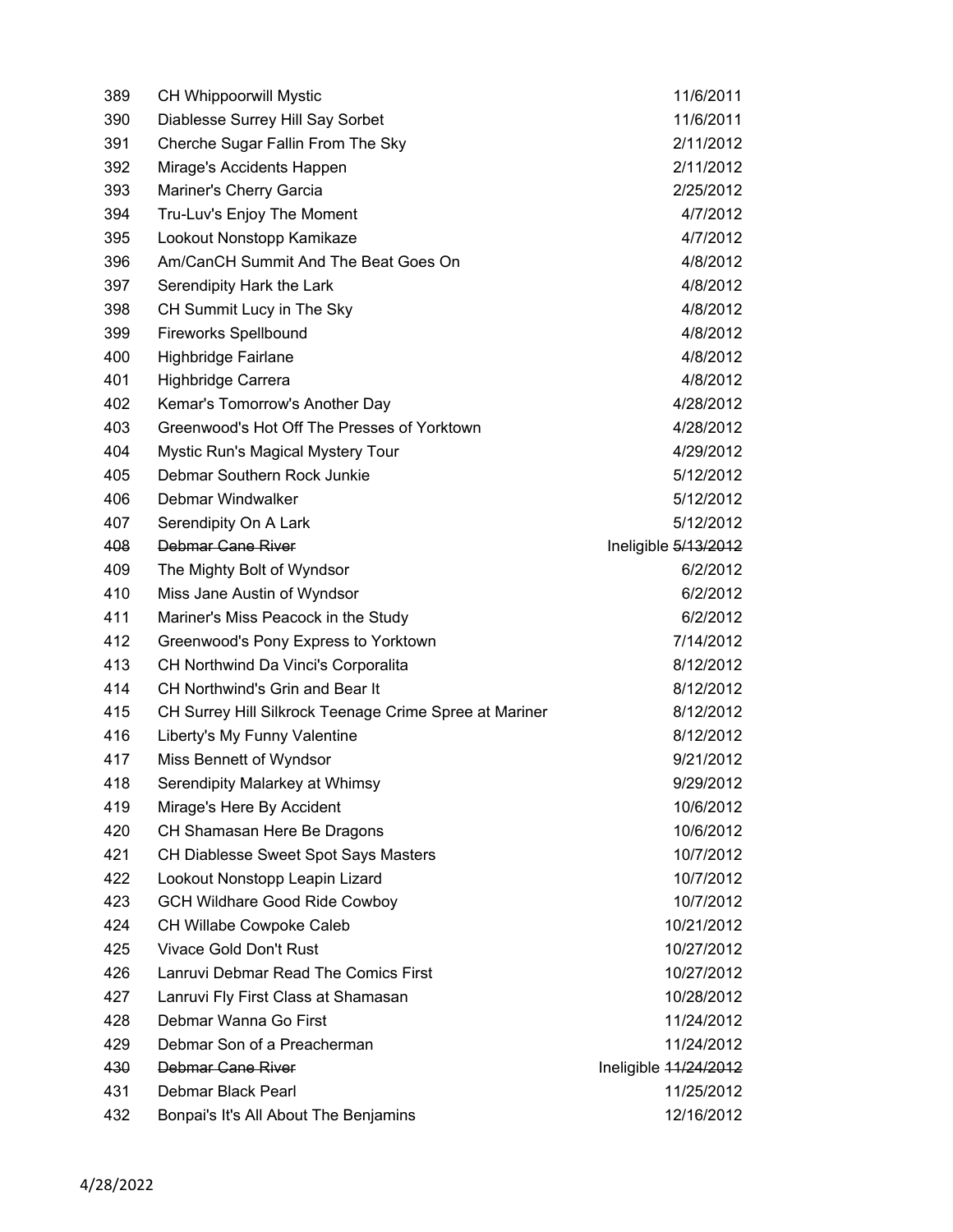| | | |
|---|---|---|
| 389 | CH Whippoorwill Mystic | 11/6/2011 |
| 390 | Diablesse Surrey Hill Say Sorbet | 11/6/2011 |
| 391 | Cherche Sugar Fallin From The Sky | 2/11/2012 |
| 392 | Mirage's Accidents Happen | 2/11/2012 |
| 393 | Mariner's Cherry Garcia | 2/25/2012 |
| 394 | Tru-Luv's Enjoy The Moment | 4/7/2012 |
| 395 | Lookout Nonstopp Kamikaze | 4/7/2012 |
| 396 | Am/CanCH Summit And The Beat Goes On | 4/8/2012 |
| 397 | Serendipity Hark the Lark | 4/8/2012 |
| 398 | CH Summit Lucy in The Sky | 4/8/2012 |
| 399 | Fireworks Spellbound | 4/8/2012 |
| 400 | Highbridge Fairlane | 4/8/2012 |
| 401 | Highbridge Carrera | 4/8/2012 |
| 402 | Kemar's Tomorrow's Another Day | 4/28/2012 |
| 403 | Greenwood's Hot Off The Presses of Yorktown | 4/28/2012 |
| 404 | Mystic Run's Magical Mystery Tour | 4/29/2012 |
| 405 | Debmar Southern Rock Junkie | 5/12/2012 |
| 406 | Debmar Windwalker | 5/12/2012 |
| 407 | Serendipity On A Lark | 5/12/2012 |
| ~~408~~ | ~~Debmar Cane River~~ | Ineligible ~~5/13/2012~~ |
| 409 | The Mighty Bolt of Wyndsor | 6/2/2012 |
| 410 | Miss Jane Austin of Wyndsor | 6/2/2012 |
| 411 | Mariner's Miss Peacock in the Study | 6/2/2012 |
| 412 | Greenwood's Pony Express to Yorktown | 7/14/2012 |
| 413 | CH Northwind Da Vinci's Corporalita | 8/12/2012 |
| 414 | CH Northwind's Grin and Bear It | 8/12/2012 |
| 415 | CH Surrey Hill Silkrock Teenage Crime Spree at Mariner | 8/12/2012 |
| 416 | Liberty's My Funny Valentine | 8/12/2012 |
| 417 | Miss Bennett of Wyndsor | 9/21/2012 |
| 418 | Serendipity Malarkey at Whimsy | 9/29/2012 |
| 419 | Mirage's Here By Accident | 10/6/2012 |
| 420 | CH Shamasan Here Be Dragons | 10/6/2012 |
| 421 | CH Diablesse Sweet Spot Says Masters | 10/7/2012 |
| 422 | Lookout Nonstopp Leapin Lizard | 10/7/2012 |
| 423 | GCH Wildhare Good Ride Cowboy | 10/7/2012 |
| 424 | CH Willabe Cowpoke Caleb | 10/21/2012 |
| 425 | Vivace Gold Don't Rust | 10/27/2012 |
| 426 | Lanruvi Debmar Read The Comics First | 10/27/2012 |
| 427 | Lanruvi Fly First Class at Shamasan | 10/28/2012 |
| 428 | Debmar Wanna Go First | 11/24/2012 |
| 429 | Debmar Son of a Preacherman | 11/24/2012 |
| ~~430~~ | ~~Debmar Cane River~~ | Ineligible ~~11/24/2012~~ |
| 431 | Debmar Black Pearl | 11/25/2012 |
| 432 | Bonpai's It's All About The Benjamins | 12/16/2012 |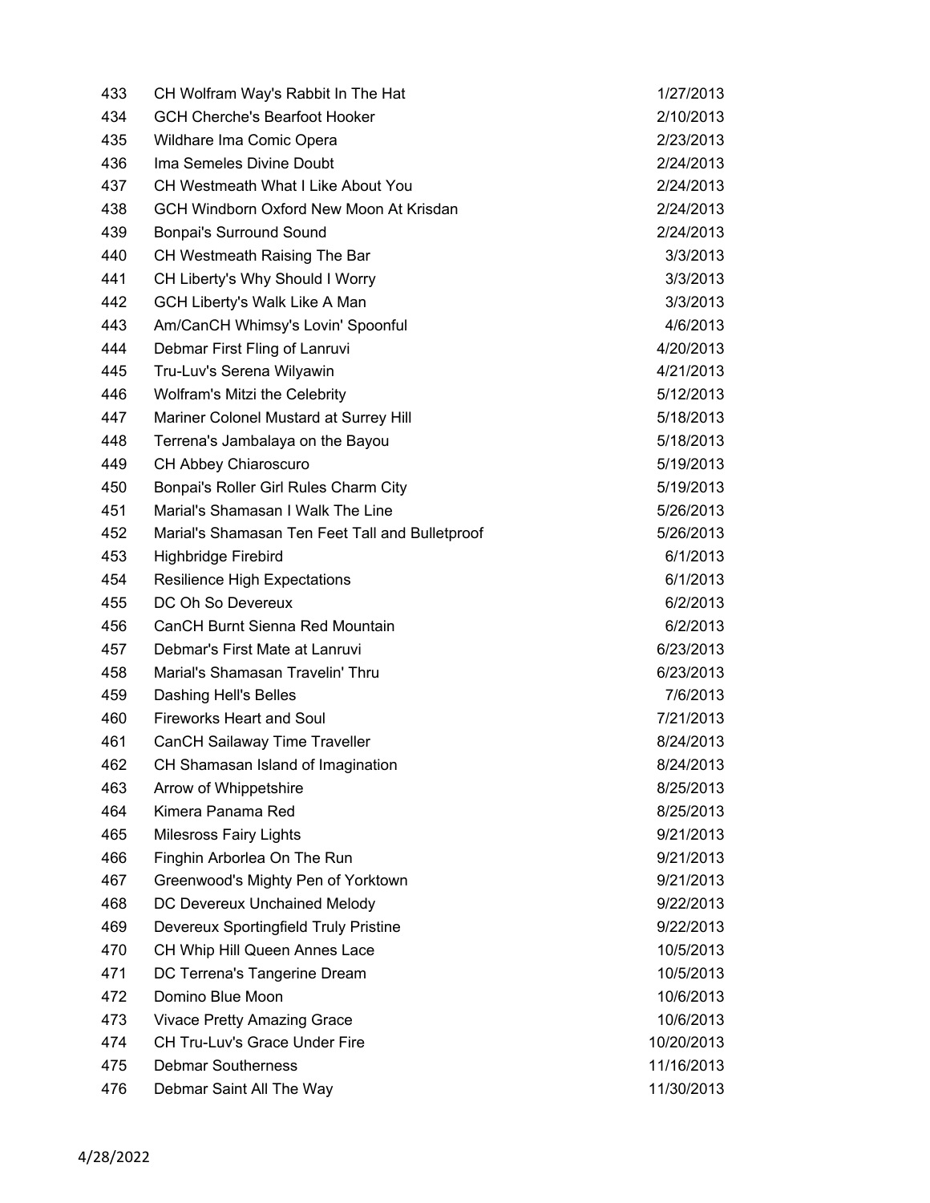| | | |
|---|---|---|
| 433 | CH Wolfram Way's Rabbit In The Hat | 1/27/2013 |
| 434 | GCH Cherche's Bearfoot Hooker | 2/10/2013 |
| 435 | Wildhare Ima Comic Opera | 2/23/2013 |
| 436 | Ima Semeles Divine Doubt | 2/24/2013 |
| 437 | CH Westmeath What I Like About You | 2/24/2013 |
| 438 | GCH Windborn Oxford New Moon At Krisdan | 2/24/2013 |
| 439 | Bonpai's Surround Sound | 2/24/2013 |
| 440 | CH Westmeath Raising The Bar | 3/3/2013 |
| 441 | CH Liberty's Why Should I Worry | 3/3/2013 |
| 442 | GCH Liberty's Walk Like A Man | 3/3/2013 |
| 443 | Am/CanCH Whimsy's Lovin' Spoonful | 4/6/2013 |
| 444 | Debmar First Fling of Lanruvi | 4/20/2013 |
| 445 | Tru-Luv's Serena Wilyawin | 4/21/2013 |
| 446 | Wolfram's Mitzi the Celebrity | 5/12/2013 |
| 447 | Mariner Colonel Mustard at Surrey Hill | 5/18/2013 |
| 448 | Terrena's Jambalaya on the Bayou | 5/18/2013 |
| 449 | CH Abbey Chiaroscuro | 5/19/2013 |
| 450 | Bonpai's Roller Girl Rules Charm City | 5/19/2013 |
| 451 | Marial's Shamasan I Walk The Line | 5/26/2013 |
| 452 | Marial's Shamasan Ten Feet Tall and Bulletproof | 5/26/2013 |
| 453 | Highbridge Firebird | 6/1/2013 |
| 454 | Resilience High Expectations | 6/1/2013 |
| 455 | DC Oh So Devereux | 6/2/2013 |
| 456 | CanCH Burnt Sienna Red Mountain | 6/2/2013 |
| 457 | Debmar's First Mate at Lanruvi | 6/23/2013 |
| 458 | Marial's Shamasan Travelin' Thru | 6/23/2013 |
| 459 | Dashing Hell's Belles | 7/6/2013 |
| 460 | Fireworks Heart and Soul | 7/21/2013 |
| 461 | CanCH Sailaway Time Traveller | 8/24/2013 |
| 462 | CH Shamasan Island of Imagination | 8/24/2013 |
| 463 | Arrow of Whippetshire | 8/25/2013 |
| 464 | Kimera Panama Red | 8/25/2013 |
| 465 | Milesross Fairy Lights | 9/21/2013 |
| 466 | Finghin Arborlea On The Run | 9/21/2013 |
| 467 | Greenwood's Mighty Pen of Yorktown | 9/21/2013 |
| 468 | DC Devereux Unchained Melody | 9/22/2013 |
| 469 | Devereux Sportingfield Truly Pristine | 9/22/2013 |
| 470 | CH Whip Hill Queen Annes Lace | 10/5/2013 |
| 471 | DC Terrena's Tangerine Dream | 10/5/2013 |
| 472 | Domino Blue Moon | 10/6/2013 |
| 473 | Vivace Pretty Amazing Grace | 10/6/2013 |
| 474 | CH Tru-Luv's Grace Under Fire | 10/20/2013 |
| 475 | Debmar Southerness | 11/16/2013 |
| 476 | Debmar Saint All The Way | 11/30/2013 |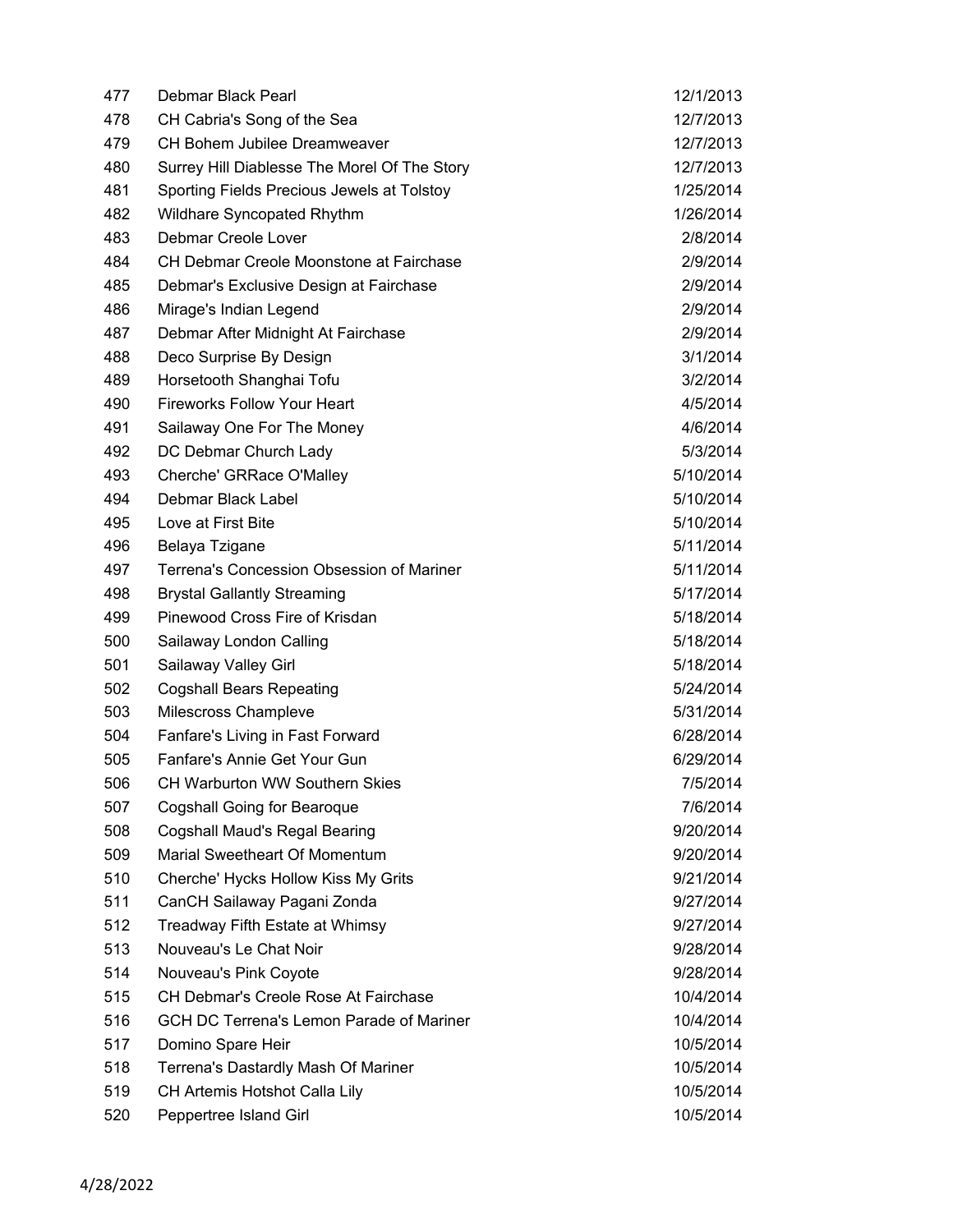| | | |
|---|---|---|
| 477 | Debmar Black Pearl | 12/1/2013 |
| 478 | CH Cabria's Song of the Sea | 12/7/2013 |
| 479 | CH Bohem Jubilee Dreamweaver | 12/7/2013 |
| 480 | Surrey Hill Diablesse The Morel Of The Story | 12/7/2013 |
| 481 | Sporting Fields Precious Jewels at Tolstoy | 1/25/2014 |
| 482 | Wildhare Syncopated Rhythm | 1/26/2014 |
| 483 | Debmar Creole Lover | 2/8/2014 |
| 484 | CH Debmar Creole Moonstone at Fairchase | 2/9/2014 |
| 485 | Debmar's Exclusive Design at Fairchase | 2/9/2014 |
| 486 | Mirage's Indian Legend | 2/9/2014 |
| 487 | Debmar After Midnight At Fairchase | 2/9/2014 |
| 488 | Deco Surprise By Design | 3/1/2014 |
| 489 | Horsetooth Shanghai Tofu | 3/2/2014 |
| 490 | Fireworks Follow Your Heart | 4/5/2014 |
| 491 | Sailaway One For The Money | 4/6/2014 |
| 492 | DC Debmar Church Lady | 5/3/2014 |
| 493 | Cherche' GRRace O'Malley | 5/10/2014 |
| 494 | Debmar Black Label | 5/10/2014 |
| 495 | Love at First Bite | 5/10/2014 |
| 496 | Belaya Tzigane | 5/11/2014 |
| 497 | Terrena's Concession Obsession of Mariner | 5/11/2014 |
| 498 | Brystal Gallantly Streaming | 5/17/2014 |
| 499 | Pinewood Cross Fire of Krisdan | 5/18/2014 |
| 500 | Sailaway London Calling | 5/18/2014 |
| 501 | Sailaway Valley Girl | 5/18/2014 |
| 502 | Cogshall Bears Repeating | 5/24/2014 |
| 503 | Milescross Champleve | 5/31/2014 |
| 504 | Fanfare's Living in Fast Forward | 6/28/2014 |
| 505 | Fanfare's Annie Get Your Gun | 6/29/2014 |
| 506 | CH Warburton WW Southern Skies | 7/5/2014 |
| 507 | Cogshall Going for Bearoque | 7/6/2014 |
| 508 | Cogshall Maud's Regal Bearing | 9/20/2014 |
| 509 | Marial Sweetheart Of Momentum | 9/20/2014 |
| 510 | Cherche' Hycks Hollow Kiss My Grits | 9/21/2014 |
| 511 | CanCH Sailaway Pagani Zonda | 9/27/2014 |
| 512 | Treadway Fifth Estate at Whimsy | 9/27/2014 |
| 513 | Nouveau's Le Chat Noir | 9/28/2014 |
| 514 | Nouveau's Pink Coyote | 9/28/2014 |
| 515 | CH Debmar's Creole Rose At Fairchase | 10/4/2014 |
| 516 | GCH DC Terrena's Lemon Parade of Mariner | 10/4/2014 |
| 517 | Domino Spare Heir | 10/5/2014 |
| 518 | Terrena's Dastardly Mash Of Mariner | 10/5/2014 |
| 519 | CH Artemis Hotshot Calla Lily | 10/5/2014 |
| 520 | Peppertree Island Girl | 10/5/2014 |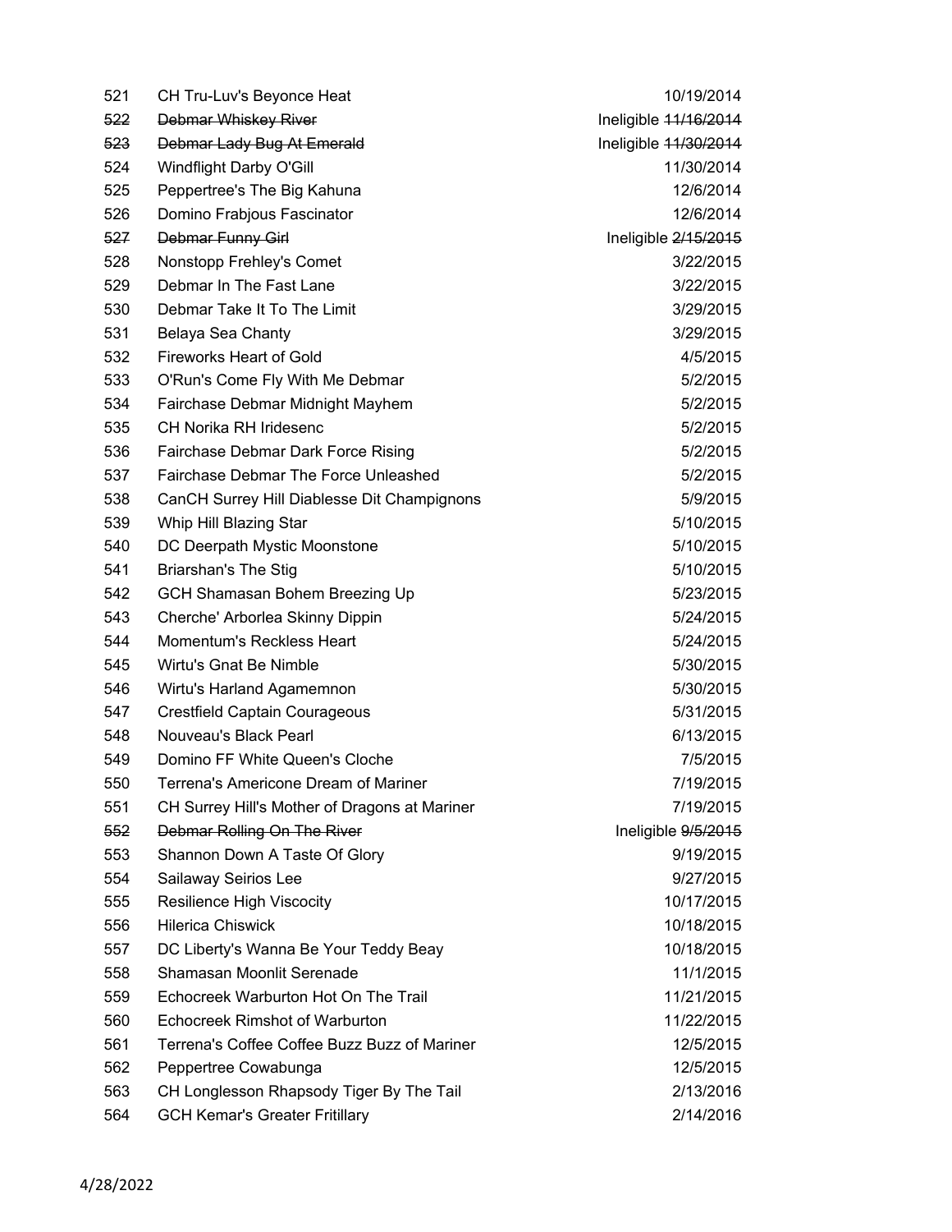| | | |
|---|---|---|
| 521 | CH Tru-Luv's Beyonce Heat | 10/19/2014 |
| ~~522~~ | ~~Debmar Whiskey River~~ | Ineligible ~~11/16/2014~~ |
| ~~523~~ | ~~Debmar Lady Bug At Emerald~~ | Ineligible ~~11/30/2014~~ |
| 524 | Windflight Darby O'Gill | 11/30/2014 |
| 525 | Peppertree's The Big Kahuna | 12/6/2014 |
| 526 | Domino Frabjous Fascinator | 12/6/2014 |
| ~~527~~ | ~~Debmar Funny Girl~~ | Ineligible ~~2/15/2015~~ |
| 528 | Nonstopp Frehley's Comet | 3/22/2015 |
| 529 | Debmar In The Fast Lane | 3/22/2015 |
| 530 | Debmar Take It To The Limit | 3/29/2015 |
| 531 | Belaya Sea Chanty | 3/29/2015 |
| 532 | Fireworks Heart of Gold | 4/5/2015 |
| 533 | O'Run's Come Fly With Me Debmar | 5/2/2015 |
| 534 | Fairchase Debmar Midnight Mayhem | 5/2/2015 |
| 535 | CH Norika RH Iridesenc | 5/2/2015 |
| 536 | Fairchase Debmar Dark Force Rising | 5/2/2015 |
| 537 | Fairchase Debmar The Force Unleashed | 5/2/2015 |
| 538 | CanCH Surrey Hill Diablesse Dit Champignons | 5/9/2015 |
| 539 | Whip Hill Blazing Star | 5/10/2015 |
| 540 | DC Deerpath Mystic Moonstone | 5/10/2015 |
| 541 | Briarshan's The Stig | 5/10/2015 |
| 542 | GCH Shamasan Bohem Breezing Up | 5/23/2015 |
| 543 | Cherche' Arborlea Skinny Dippin | 5/24/2015 |
| 544 | Momentum's Reckless Heart | 5/24/2015 |
| 545 | Wirtu's Gnat Be Nimble | 5/30/2015 |
| 546 | Wirtu's Harland Agamemnon | 5/30/2015 |
| 547 | Crestfield Captain Courageous | 5/31/2015 |
| 548 | Nouveau's Black Pearl | 6/13/2015 |
| 549 | Domino FF White Queen's Cloche | 7/5/2015 |
| 550 | Terrena's Americone Dream of Mariner | 7/19/2015 |
| 551 | CH Surrey Hill's Mother of Dragons at Mariner | 7/19/2015 |
| ~~552~~ | ~~Debmar Rolling On The River~~ | Ineligible ~~9/5/2015~~ |
| 553 | Shannon Down A Taste Of Glory | 9/19/2015 |
| 554 | Sailaway Seirios Lee | 9/27/2015 |
| 555 | Resilience High Viscocity | 10/17/2015 |
| 556 | Hilerica Chiswick | 10/18/2015 |
| 557 | DC Liberty's Wanna Be Your Teddy Beay | 10/18/2015 |
| 558 | Shamasan Moonlit Serenade | 11/1/2015 |
| 559 | Echocreek Warburton Hot On The Trail | 11/21/2015 |
| 560 | Echocreek Rimshot of Warburton | 11/22/2015 |
| 561 | Terrena's Coffee Coffee Buzz Buzz of Mariner | 12/5/2015 |
| 562 | Peppertree Cowabunga | 12/5/2015 |
| 563 | CH Longlesson Rhapsody Tiger By The Tail | 2/13/2016 |
| 564 | GCH Kemar's Greater Fritillary | 2/14/2016 |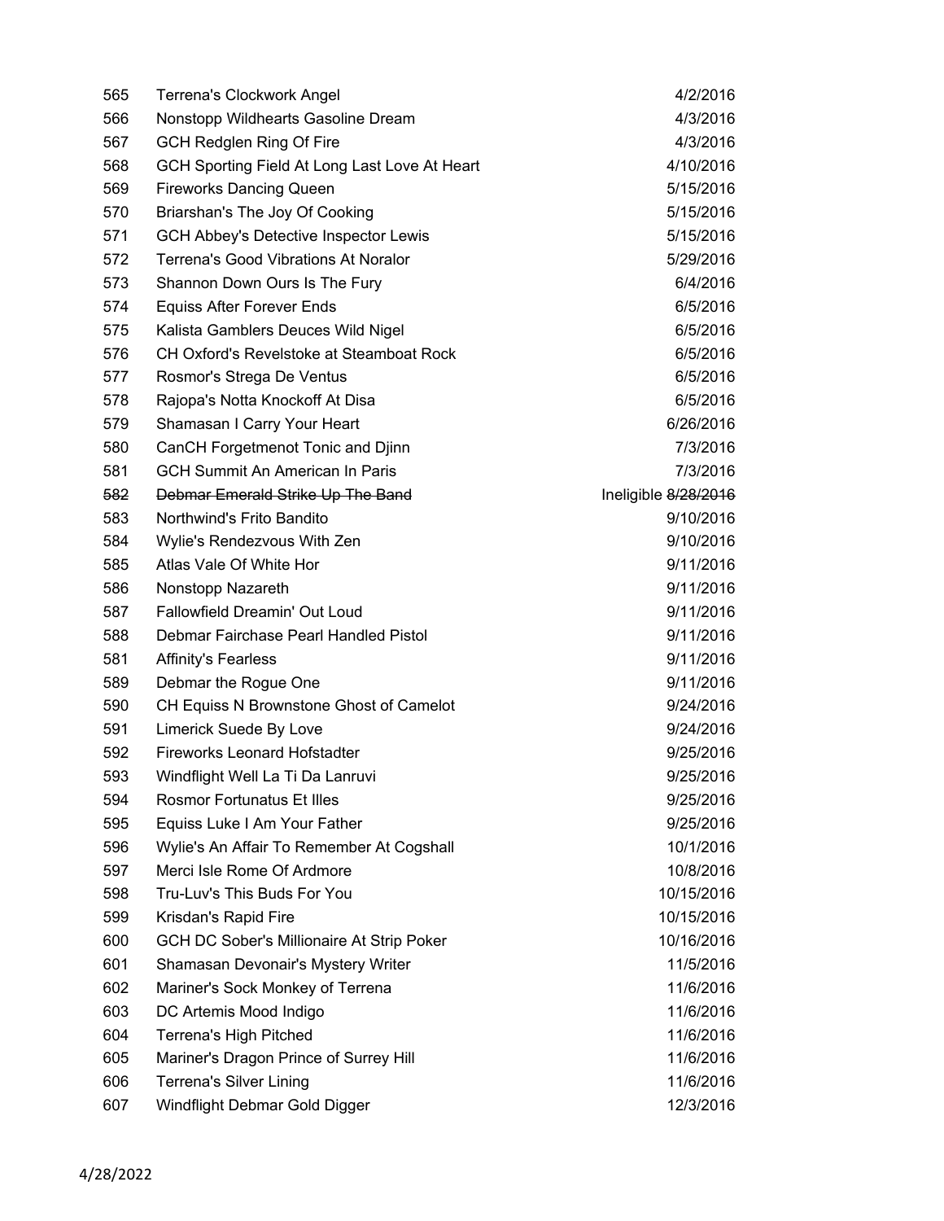| | | |
|---|---|---|
| 565 | Terrena's Clockwork Angel | 4/2/2016 |
| 566 | Nonstopp Wildhearts Gasoline Dream | 4/3/2016 |
| 567 | GCH Redglen Ring Of Fire | 4/3/2016 |
| 568 | GCH Sporting Field At Long Last Love At Heart | 4/10/2016 |
| 569 | Fireworks Dancing Queen | 5/15/2016 |
| 570 | Briarshan's The Joy Of Cooking | 5/15/2016 |
| 571 | GCH Abbey's Detective Inspector Lewis | 5/15/2016 |
| 572 | Terrena's Good Vibrations At Noralor | 5/29/2016 |
| 573 | Shannon Down Ours Is The Fury | 6/4/2016 |
| 574 | Equiss After Forever Ends | 6/5/2016 |
| 575 | Kalista Gamblers Deuces Wild Nigel | 6/5/2016 |
| 576 | CH Oxford's Revelstoke at Steamboat Rock | 6/5/2016 |
| 577 | Rosmor's Strega De Ventus | 6/5/2016 |
| 578 | Rajopa's Notta Knockoff At Disa | 6/5/2016 |
| 579 | Shamasan I Carry Your Heart | 6/26/2016 |
| 580 | CanCH Forgetmenot Tonic and Djinn | 7/3/2016 |
| 581 | GCH Summit An American In Paris | 7/3/2016 |
| ~~582~~ | ~~Debmar Emerald Strike Up The Band~~ | Ineligible ~~8/28/2016~~ |
| 583 | Northwind's Frito Bandito | 9/10/2016 |
| 584 | Wylie's Rendezvous With Zen | 9/10/2016 |
| 585 | Atlas Vale Of White Hor | 9/11/2016 |
| 586 | Nonstopp Nazareth | 9/11/2016 |
| 587 | Fallowfield Dreamin' Out Loud | 9/11/2016 |
| 588 | Debmar Fairchase Pearl Handled Pistol | 9/11/2016 |
| 581 | Affinity's Fearless | 9/11/2016 |
| 589 | Debmar the Rogue One | 9/11/2016 |
| 590 | CH Equiss N Brownstone Ghost of Camelot | 9/24/2016 |
| 591 | Limerick Suede By Love | 9/24/2016 |
| 592 | Fireworks Leonard Hofstadter | 9/25/2016 |
| 593 | Windflight Well La Ti Da Lanruvi | 9/25/2016 |
| 594 | Rosmor Fortunatus Et Illes | 9/25/2016 |
| 595 | Equiss Luke I Am Your Father | 9/25/2016 |
| 596 | Wylie's An Affair To Remember At Cogshall | 10/1/2016 |
| 597 | Merci Isle Rome Of Ardmore | 10/8/2016 |
| 598 | Tru-Luv's This Buds For You | 10/15/2016 |
| 599 | Krisdan's Rapid Fire | 10/15/2016 |
| 600 | GCH DC Sober's Millionaire At Strip Poker | 10/16/2016 |
| 601 | Shamasan Devonair's Mystery Writer | 11/5/2016 |
| 602 | Mariner's Sock Monkey of Terrena | 11/6/2016 |
| 603 | DC Artemis Mood Indigo | 11/6/2016 |
| 604 | Terrena's High Pitched | 11/6/2016 |
| 605 | Mariner's Dragon Prince of Surrey Hill | 11/6/2016 |
| 606 | Terrena's Silver Lining | 11/6/2016 |
| 607 | Windflight Debmar Gold Digger | 12/3/2016 |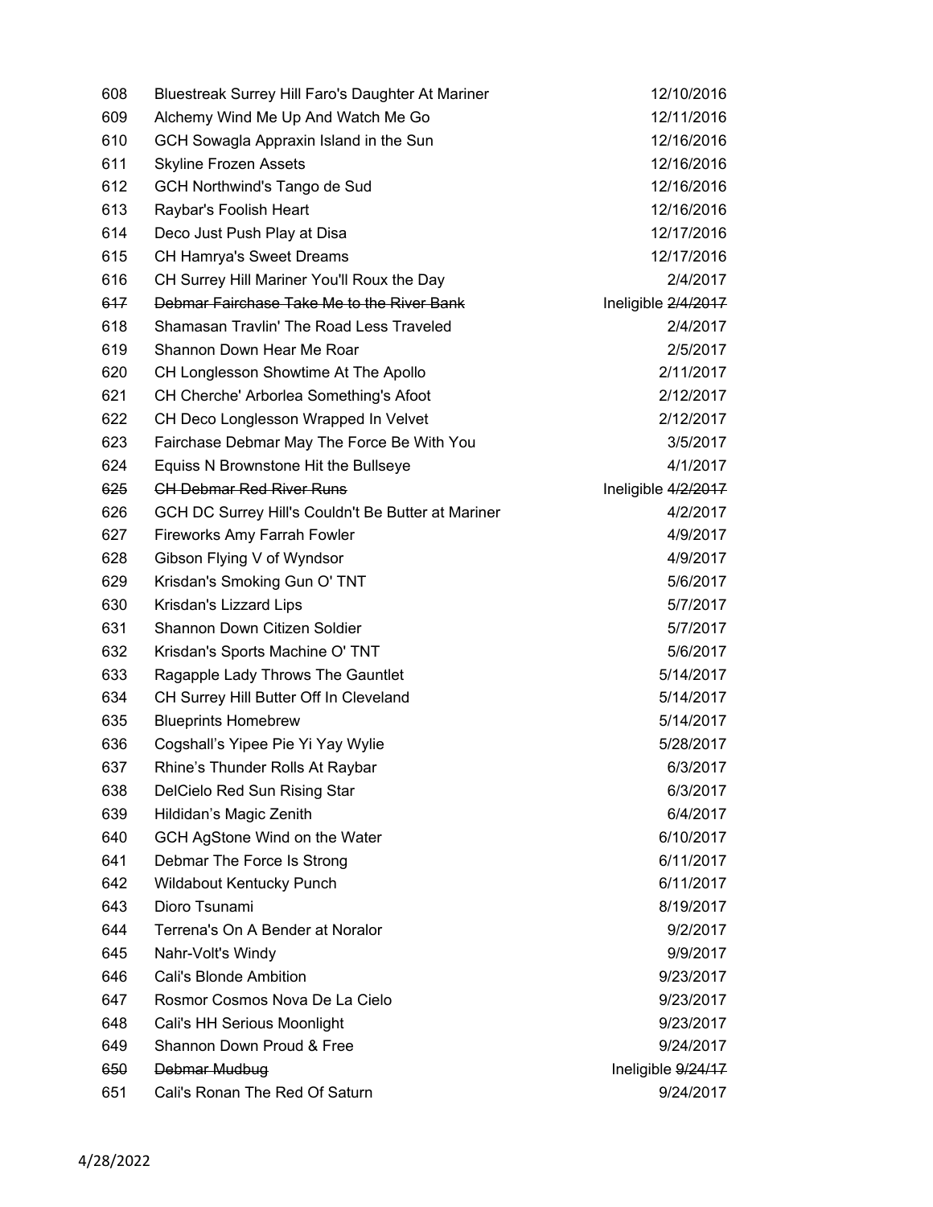| | | |
|---|---|---|
| 608 | Bluestreak Surrey Hill Faro's Daughter At Mariner | 12/10/2016 |
| 609 | Alchemy Wind Me Up And Watch Me Go | 12/11/2016 |
| 610 | GCH Sowagla Appraxin Island in the Sun | 12/16/2016 |
| 611 | Skyline Frozen Assets | 12/16/2016 |
| 612 | GCH Northwind's Tango de Sud | 12/16/2016 |
| 613 | Raybar's Foolish Heart | 12/16/2016 |
| 614 | Deco Just Push Play at Disa | 12/17/2016 |
| 615 | CH Hamrya's Sweet Dreams | 12/17/2016 |
| 616 | CH Surrey Hill Mariner You'll Roux the Day | 2/4/2017 |
| ~~617~~ | ~~Debmar Fairchase Take Me to the River Bank~~ | Ineligible ~~2/4/2017~~ |
| 618 | Shamasan Travlin' The Road Less Traveled | 2/4/2017 |
| 619 | Shannon Down Hear Me Roar | 2/5/2017 |
| 620 | CH Longlesson Showtime At The Apollo | 2/11/2017 |
| 621 | CH Cherche' Arborlea Something's Afoot | 2/12/2017 |
| 622 | CH Deco Longlesson Wrapped In Velvet | 2/12/2017 |
| 623 | Fairchase Debmar May The Force Be With You | 3/5/2017 |
| 624 | Equiss N Brownstone Hit the Bullseye | 4/1/2017 |
| ~~625~~ | ~~CH Debmar Red River Runs~~ | Ineligible ~~4/2/2017~~ |
| 626 | GCH DC Surrey Hill's Couldn't Be Butter at Mariner | 4/2/2017 |
| 627 | Fireworks Amy Farrah Fowler | 4/9/2017 |
| 628 | Gibson Flying V of Wyndsor | 4/9/2017 |
| 629 | Krisdan's Smoking Gun O' TNT | 5/6/2017 |
| 630 | Krisdan's Lizzard Lips | 5/7/2017 |
| 631 | Shannon Down Citizen Soldier | 5/7/2017 |
| 632 | Krisdan's Sports Machine O' TNT | 5/6/2017 |
| 633 | Ragapple Lady Throws The Gauntlet | 5/14/2017 |
| 634 | CH Surrey Hill Butter Off In Cleveland | 5/14/2017 |
| 635 | Blueprints Homebrew | 5/14/2017 |
| 636 | Cogshall's Yipee Pie Yi Yay Wylie | 5/28/2017 |
| 637 | Rhine's Thunder Rolls At Raybar | 6/3/2017 |
| 638 | DelCielo Red Sun Rising Star | 6/3/2017 |
| 639 | Hildidan's Magic Zenith | 6/4/2017 |
| 640 | GCH AgStone Wind on the Water | 6/10/2017 |
| 641 | Debmar The Force Is Strong | 6/11/2017 |
| 642 | Wildabout Kentucky Punch | 6/11/2017 |
| 643 | Dioro Tsunami | 8/19/2017 |
| 644 | Terrena's On A Bender at Noralor | 9/2/2017 |
| 645 | Nahr-Volt's Windy | 9/9/2017 |
| 646 | Cali's Blonde Ambition | 9/23/2017 |
| 647 | Rosmor Cosmos Nova De La Cielo | 9/23/2017 |
| 648 | Cali's HH Serious Moonlight | 9/23/2017 |
| 649 | Shannon Down Proud & Free | 9/24/2017 |
| ~~650~~ | ~~Debmar Mudbug~~ | Ineligible ~~9/24/17~~ |
| 651 | Cali's Ronan The Red Of Saturn | 9/24/2017 |

4/28/2022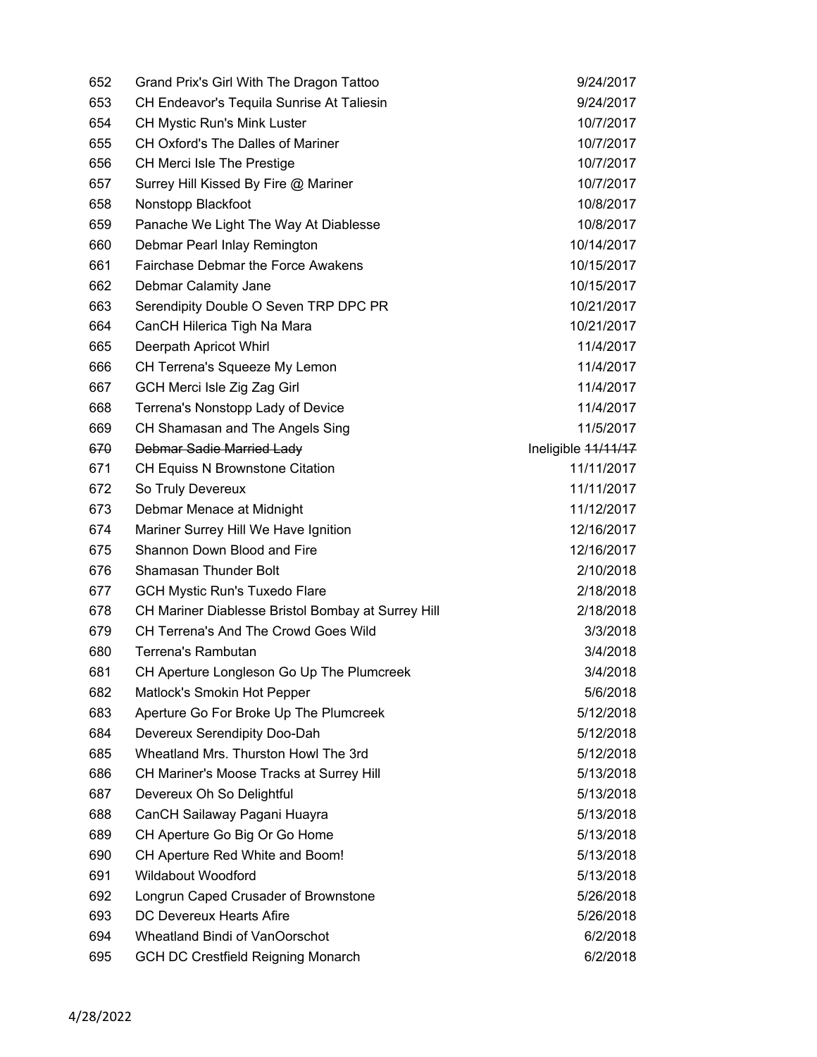| | | |
|---|---|---|
| 652 | Grand Prix's Girl With The Dragon Tattoo | 9/24/2017 |
| 653 | CH Endeavor's Tequila Sunrise At Taliesin | 9/24/2017 |
| 654 | CH Mystic Run's Mink Luster | 10/7/2017 |
| 655 | CH Oxford's The Dalles of Mariner | 10/7/2017 |
| 656 | CH Merci Isle The Prestige | 10/7/2017 |
| 657 | Surrey Hill Kissed By Fire @ Mariner | 10/7/2017 |
| 658 | Nonstopp Blackfoot | 10/8/2017 |
| 659 | Panache We Light The Way At Diablesse | 10/8/2017 |
| 660 | Debmar Pearl Inlay Remington | 10/14/2017 |
| 661 | Fairchase Debmar the Force Awakens | 10/15/2017 |
| 662 | Debmar Calamity Jane | 10/15/2017 |
| 663 | Serendipity Double O Seven TRP DPC PR | 10/21/2017 |
| 664 | CanCH Hilerica Tigh Na Mara | 10/21/2017 |
| 665 | Deerpath Apricot Whirl | 11/4/2017 |
| 666 | CH Terrena's Squeeze My Lemon | 11/4/2017 |
| 667 | GCH Merci Isle Zig Zag Girl | 11/4/2017 |
| 668 | Terrena's Nonstopp Lady of Device | 11/4/2017 |
| 669 | CH Shamasan and The Angels Sing | 11/5/2017 |
| ~~670~~ | ~~Debmar Sadie Married Lady~~ | Ineligible ~~11/11/17~~ |
| 671 | CH Equiss N Brownstone Citation | 11/11/2017 |
| 672 | So Truly Devereux | 11/11/2017 |
| 673 | Debmar Menace at Midnight | 11/12/2017 |
| 674 | Mariner Surrey Hill We Have Ignition | 12/16/2017 |
| 675 | Shannon Down Blood and Fire | 12/16/2017 |
| 676 | Shamasan Thunder Bolt | 2/10/2018 |
| 677 | GCH Mystic Run's Tuxedo Flare | 2/18/2018 |
| 678 | CH Mariner Diablesse Bristol Bombay at Surrey Hill | 2/18/2018 |
| 679 | CH Terrena's And The Crowd Goes Wild | 3/3/2018 |
| 680 | Terrena's Rambutan | 3/4/2018 |
| 681 | CH Aperture Longleson Go Up The Plumcreek | 3/4/2018 |
| 682 | Matlock's Smokin Hot Pepper | 5/6/2018 |
| 683 | Aperture Go For Broke Up The Plumcreek | 5/12/2018 |
| 684 | Devereux Serendipity Doo-Dah | 5/12/2018 |
| 685 | Wheatland Mrs. Thurston Howl The 3rd | 5/12/2018 |
| 686 | CH Mariner's Moose Tracks at Surrey Hill | 5/13/2018 |
| 687 | Devereux Oh So Delightful | 5/13/2018 |
| 688 | CanCH Sailaway Pagani Huayra | 5/13/2018 |
| 689 | CH Aperture Go Big Or Go Home | 5/13/2018 |
| 690 | CH Aperture Red White and Boom! | 5/13/2018 |
| 691 | Wildabout Woodford | 5/13/2018 |
| 692 | Longrun Caped Crusader of Brownstone | 5/26/2018 |
| 693 | DC Devereux Hearts Afire | 5/26/2018 |
| 694 | Wheatland Bindi of VanOorschot | 6/2/2018 |
| 695 | GCH DC Crestfield Reigning Monarch | 6/2/2018 |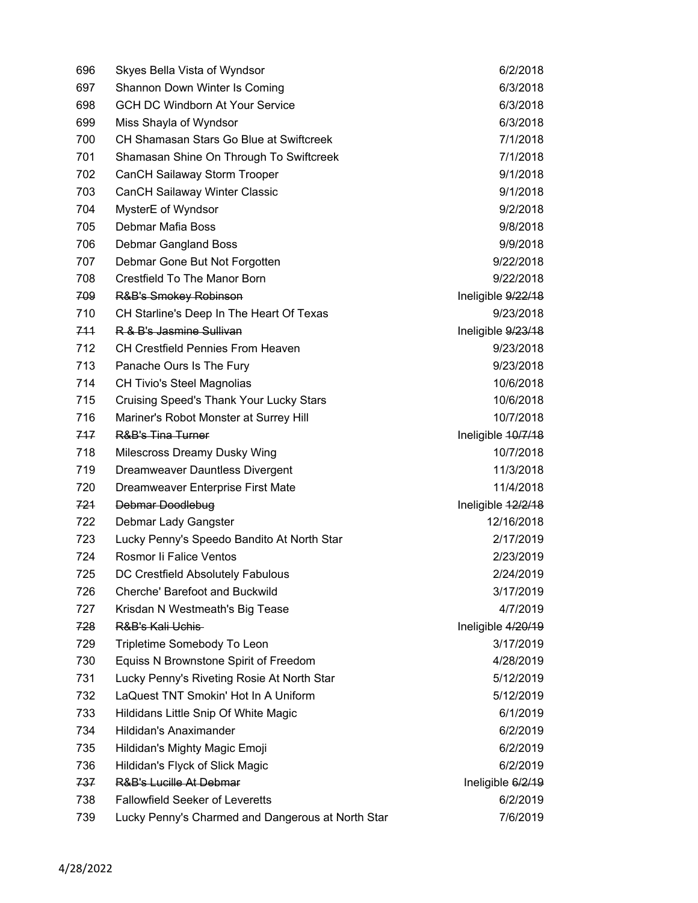| | | |
|---|---|---|
| 696 | Skyes Bella Vista of Wyndsor | 6/2/2018 |
| 697 | Shannon Down Winter Is Coming | 6/3/2018 |
| 698 | GCH DC Windborn At Your Service | 6/3/2018 |
| 699 | Miss Shayla of Wyndsor | 6/3/2018 |
| 700 | CH Shamasan Stars Go Blue at Swiftcreek | 7/1/2018 |
| 701 | Shamasan Shine On Through To Swiftcreek | 7/1/2018 |
| 702 | CanCH Sailaway Storm Trooper | 9/1/2018 |
| 703 | CanCH Sailaway Winter Classic | 9/1/2018 |
| 704 | MysterE of Wyndsor | 9/2/2018 |
| 705 | Debmar Mafia Boss | 9/8/2018 |
| 706 | Debmar Gangland Boss | 9/9/2018 |
| 707 | Debmar Gone But Not Forgotten | 9/22/2018 |
| 708 | Crestfield To The Manor Born | 9/22/2018 |
| ~~709~~ | ~~R&B's Smokey Robinson~~ | Ineligible ~~9/22/18~~ |
| 710 | CH Starline's Deep In The Heart Of Texas | 9/23/2018 |
| ~~711~~ | ~~R & B's Jasmine Sullivan~~ | Ineligible ~~9/23/18~~ |
| 712 | CH Crestfield Pennies From Heaven | 9/23/2018 |
| 713 | Panache Ours Is The Fury | 9/23/2018 |
| 714 | CH Tivio's Steel Magnolias | 10/6/2018 |
| 715 | Cruising Speed's Thank Your Lucky Stars | 10/6/2018 |
| 716 | Mariner's Robot Monster at Surrey Hill | 10/7/2018 |
| ~~717~~ | ~~R&B's Tina Turner~~ | Ineligible ~~10/7/18~~ |
| 718 | Milescross Dreamy Dusky Wing | 10/7/2018 |
| 719 | Dreamweaver Dauntless Divergent | 11/3/2018 |
| 720 | Dreamweaver Enterprise First Mate | 11/4/2018 |
| ~~721~~ | ~~Debmar Doodlebug~~ | Ineligible ~~12/2/18~~ |
| 722 | Debmar Lady Gangster | 12/16/2018 |
| 723 | Lucky Penny's Speedo Bandito At North Star | 2/17/2019 |
| 724 | Rosmor Ii Falice Ventos | 2/23/2019 |
| 725 | DC Crestfield Absolutely Fabulous | 2/24/2019 |
| 726 | Cherche' Barefoot and Buckwild | 3/17/2019 |
| 727 | Krisdan N Westmeath's Big Tease | 4/7/2019 |
| ~~728~~ | ~~R&B's Kali Uchis~~ | Ineligible ~~4/20/19~~ |
| 729 | Tripletime Somebody To Leon | 3/17/2019 |
| 730 | Equiss N Brownstone Spirit of Freedom | 4/28/2019 |
| 731 | Lucky Penny's Riveting Rosie At North Star | 5/12/2019 |
| 732 | LaQuest TNT Smokin' Hot In A Uniform | 5/12/2019 |
| 733 | Hildidans Little Snip Of White Magic | 6/1/2019 |
| 734 | Hildidan's Anaximander | 6/2/2019 |
| 735 | Hildidan's Mighty Magic Emoji | 6/2/2019 |
| 736 | Hildidan's Flyck of Slick Magic | 6/2/2019 |
| ~~737~~ | ~~R&B's Lucille At Debmar~~ | Ineligible ~~6/2/19~~ |
| 738 | Fallowfield Seeker of Leveretts | 6/2/2019 |
| 739 | Lucky Penny's Charmed and Dangerous at North Star | 7/6/2019 |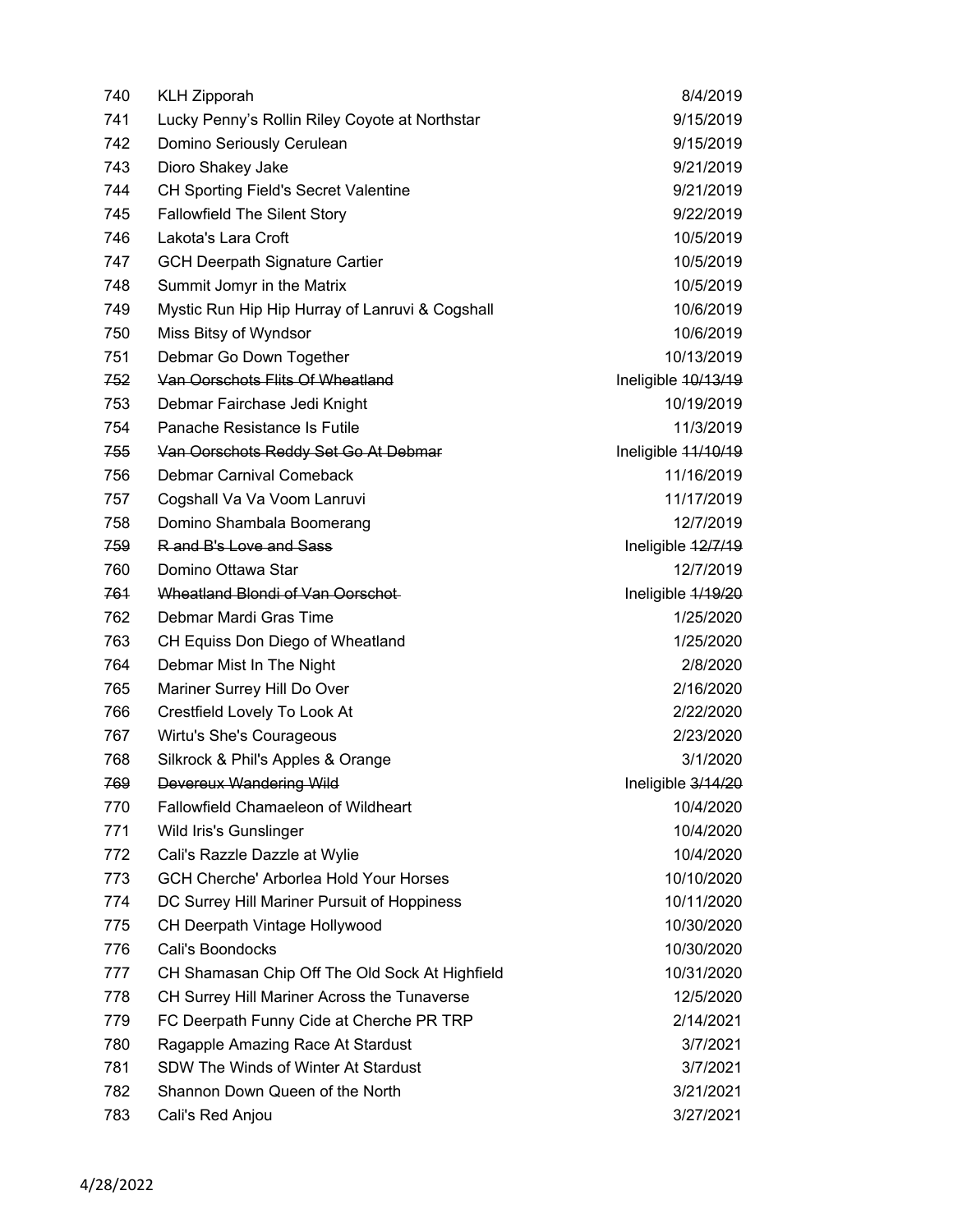| | | |
|---|---|---|
| 740 | KLH Zipporah | 8/4/2019 |
| 741 | Lucky Penny's Rollin Riley Coyote at Northstar | 9/15/2019 |
| 742 | Domino Seriously Cerulean | 9/15/2019 |
| 743 | Dioro Shakey Jake | 9/21/2019 |
| 744 | CH Sporting Field's Secret Valentine | 9/21/2019 |
| 745 | Fallowfield The Silent Story | 9/22/2019 |
| 746 | Lakota's Lara Croft | 10/5/2019 |
| 747 | GCH Deerpath Signature Cartier | 10/5/2019 |
| 748 | Summit Jomyr in the Matrix | 10/5/2019 |
| 749 | Mystic Run Hip Hip Hurray of Lanruvi & Cogshall | 10/6/2019 |
| 750 | Miss Bitsy of Wyndsor | 10/6/2019 |
| 751 | Debmar Go Down Together | 10/13/2019 |
| ~~752~~ | ~~Van Oorschots Flits Of Wheatland~~ | Ineligible ~~10/13/19~~ |
| 753 | Debmar Fairchase Jedi Knight | 10/19/2019 |
| 754 | Panache Resistance Is Futile | 11/3/2019 |
| ~~755~~ | ~~Van Oorschots Reddy Set Go At Debmar~~ | Ineligible ~~11/10/19~~ |
| 756 | Debmar Carnival Comeback | 11/16/2019 |
| 757 | Cogshall Va Va Voom Lanruvi | 11/17/2019 |
| 758 | Domino Shambala Boomerang | 12/7/2019 |
| ~~759~~ | ~~R and B's Love and Sass~~ | Ineligible ~~12/7/19~~ |
| 760 | Domino Ottawa Star | 12/7/2019 |
| ~~761~~ | ~~Wheatland Blondi of Van Oorschot~~ | Ineligible ~~1/19/20~~ |
| 762 | Debmar Mardi Gras Time | 1/25/2020 |
| 763 | CH Equiss Don Diego of Wheatland | 1/25/2020 |
| 764 | Debmar Mist In The Night | 2/8/2020 |
| 765 | Mariner Surrey Hill Do Over | 2/16/2020 |
| 766 | Crestfield Lovely To Look At | 2/22/2020 |
| 767 | Wirtu's She's Courageous | 2/23/2020 |
| 768 | Silkrock & Phil's Apples & Orange | 3/1/2020 |
| ~~769~~ | ~~Devereux Wandering Wild~~ | Ineligible ~~3/14/20~~ |
| 770 | Fallowfield Chamaeleon of Wildheart | 10/4/2020 |
| 771 | Wild Iris's Gunslinger | 10/4/2020 |
| 772 | Cali's Razzle Dazzle at Wylie | 10/4/2020 |
| 773 | GCH Cherche' Arborlea Hold Your Horses | 10/10/2020 |
| 774 | DC Surrey Hill Mariner Pursuit of Hoppiness | 10/11/2020 |
| 775 | CH Deerpath Vintage Hollywood | 10/30/2020 |
| 776 | Cali's Boondocks | 10/30/2020 |
| 777 | CH Shamasan Chip Off The Old Sock At Highfield | 10/31/2020 |
| 778 | CH Surrey Hill Mariner Across the Tunaverse | 12/5/2020 |
| 779 | FC Deerpath Funny Cide at Cherche PR TRP | 2/14/2021 |
| 780 | Ragapple Amazing Race At Stardust | 3/7/2021 |
| 781 | SDW The Winds of Winter At Stardust | 3/7/2021 |
| 782 | Shannon Down Queen of the North | 3/21/2021 |
| 783 | Cali's Red Anjou | 3/27/2021 |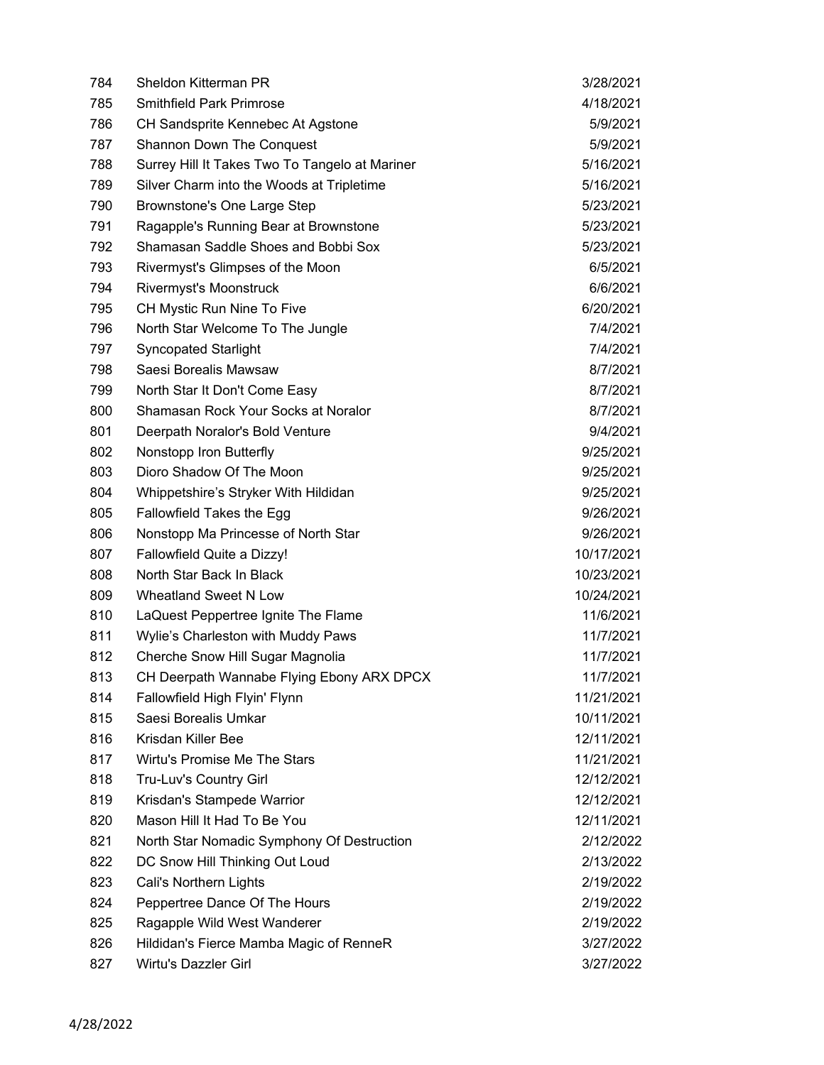| | | |
|---|---|---|
| 784 | Sheldon Kitterman PR | 3/28/2021 |
| 785 | Smithfield Park Primrose | 4/18/2021 |
| 786 | CH Sandsprite Kennebec At Agstone | 5/9/2021 |
| 787 | Shannon Down The Conquest | 5/9/2021 |
| 788 | Surrey Hill It Takes Two To Tangelo at Mariner | 5/16/2021 |
| 789 | Silver Charm into the Woods at Tripletime | 5/16/2021 |
| 790 | Brownstone's One Large Step | 5/23/2021 |
| 791 | Ragapple's Running Bear at Brownstone | 5/23/2021 |
| 792 | Shamasan Saddle Shoes and Bobbi Sox | 5/23/2021 |
| 793 | Rivermyst's Glimpses of the Moon | 6/5/2021 |
| 794 | Rivermyst's Moonstruck | 6/6/2021 |
| 795 | CH Mystic Run Nine To Five | 6/20/2021 |
| 796 | North Star Welcome To The Jungle | 7/4/2021 |
| 797 | Syncopated Starlight | 7/4/2021 |
| 798 | Saesi Borealis Mawsaw | 8/7/2021 |
| 799 | North Star It Don't Come Easy | 8/7/2021 |
| 800 | Shamasan Rock Your Socks at Noralor | 8/7/2021 |
| 801 | Deerpath Noralor's Bold Venture | 9/4/2021 |
| 802 | Nonstopp Iron Butterfly | 9/25/2021 |
| 803 | Dioro Shadow Of The Moon | 9/25/2021 |
| 804 | Whippetshire's Stryker With Hildidan | 9/25/2021 |
| 805 | Fallowfield Takes the Egg | 9/26/2021 |
| 806 | Nonstopp Ma Princesse of North Star | 9/26/2021 |
| 807 | Fallowfield Quite a Dizzy! | 10/17/2021 |
| 808 | North Star Back In Black | 10/23/2021 |
| 809 | Wheatland Sweet N Low | 10/24/2021 |
| 810 | LaQuest Peppertree Ignite The Flame | 11/6/2021 |
| 811 | Wylie's Charleston with Muddy Paws | 11/7/2021 |
| 812 | Cherche Snow Hill Sugar Magnolia | 11/7/2021 |
| 813 | CH Deerpath Wannabe Flying Ebony ARX DPCX | 11/7/2021 |
| 814 | Fallowfield High Flyin' Flynn | 11/21/2021 |
| 815 | Saesi Borealis Umkar | 10/11/2021 |
| 816 | Krisdan Killer Bee | 12/11/2021 |
| 817 | Wirtu's Promise Me The Stars | 11/21/2021 |
| 818 | Tru-Luv's Country Girl | 12/12/2021 |
| 819 | Krisdan's Stampede Warrior | 12/12/2021 |
| 820 | Mason Hill It Had To Be You | 12/11/2021 |
| 821 | North Star Nomadic Symphony Of Destruction | 2/12/2022 |
| 822 | DC Snow Hill Thinking Out Loud | 2/13/2022 |
| 823 | Cali's Northern Lights | 2/19/2022 |
| 824 | Peppertree Dance Of The Hours | 2/19/2022 |
| 825 | Ragapple Wild West Wanderer | 2/19/2022 |
| 826 | Hildidan's Fierce Mamba Magic of RenneR | 3/27/2022 |
| 827 | Wirtu's Dazzler Girl | 3/27/2022 |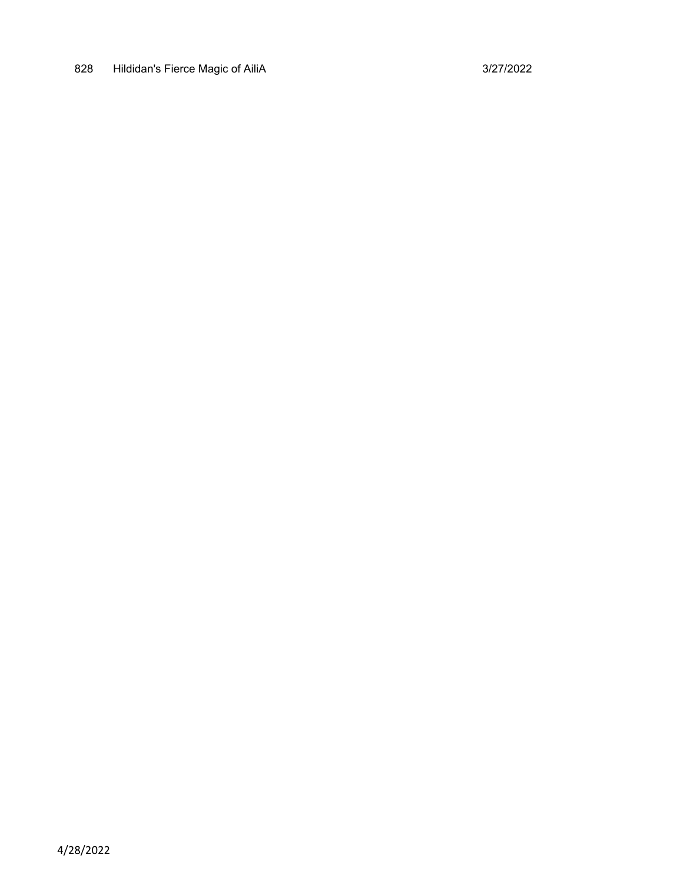| | | |
|---|---|---|
| 828 | Hildidan's Fierce Magic of AiliA | 3/27/2022 |